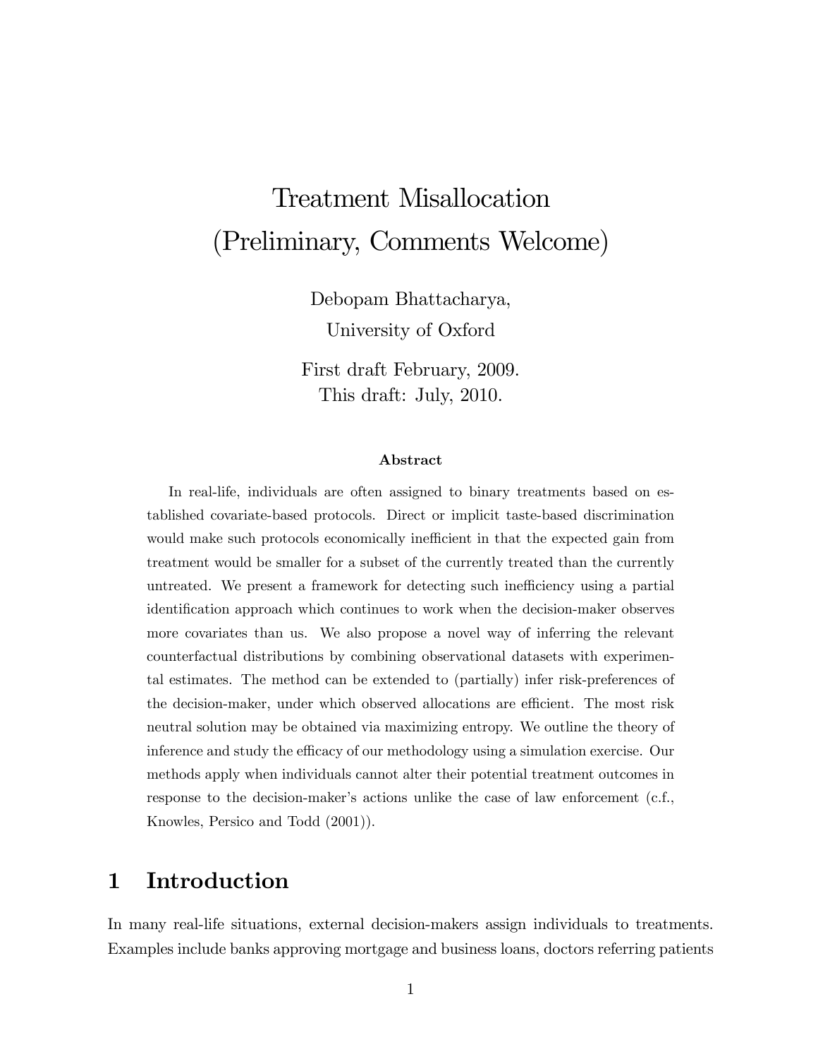# Treatment Misallocation (Preliminary, Comments Welcome)

Debopam Bhattacharya,

University of Oxford

First draft February, 2009.
This draft: July, 2010.

### Abstract

In real-life, individuals are often assigned to binary treatments based on established covariate-based protocols. Direct or implicit taste-based discrimination would make such protocols economically inefficient in that the expected gain from treatment would be smaller for a subset of the currently treated than the currently untreated. We present a framework for detecting such inefficiency using a partial identification approach which continues to work when the decision-maker observes more covariates than us. We also propose a novel way of inferring the relevant counterfactual distributions by combining observational datasets with experimental estimates. The method can be extended to (partially) infer risk-preferences of the decision-maker, under which observed allocations are efficient. The most risk neutral solution may be obtained via maximizing entropy. We outline the theory of inference and study the efficacy of our methodology using a simulation exercise. Our methods apply when individuals cannot alter their potential treatment outcomes in response to the decision-maker's actions unlike the case of law enforcement (c.f., Knowles, Persico and Todd (2001)).

## 1 Introduction

In many real-life situations, external decision-makers assign individuals to treatments. Examples include banks approving mortgage and business loans, doctors referring patients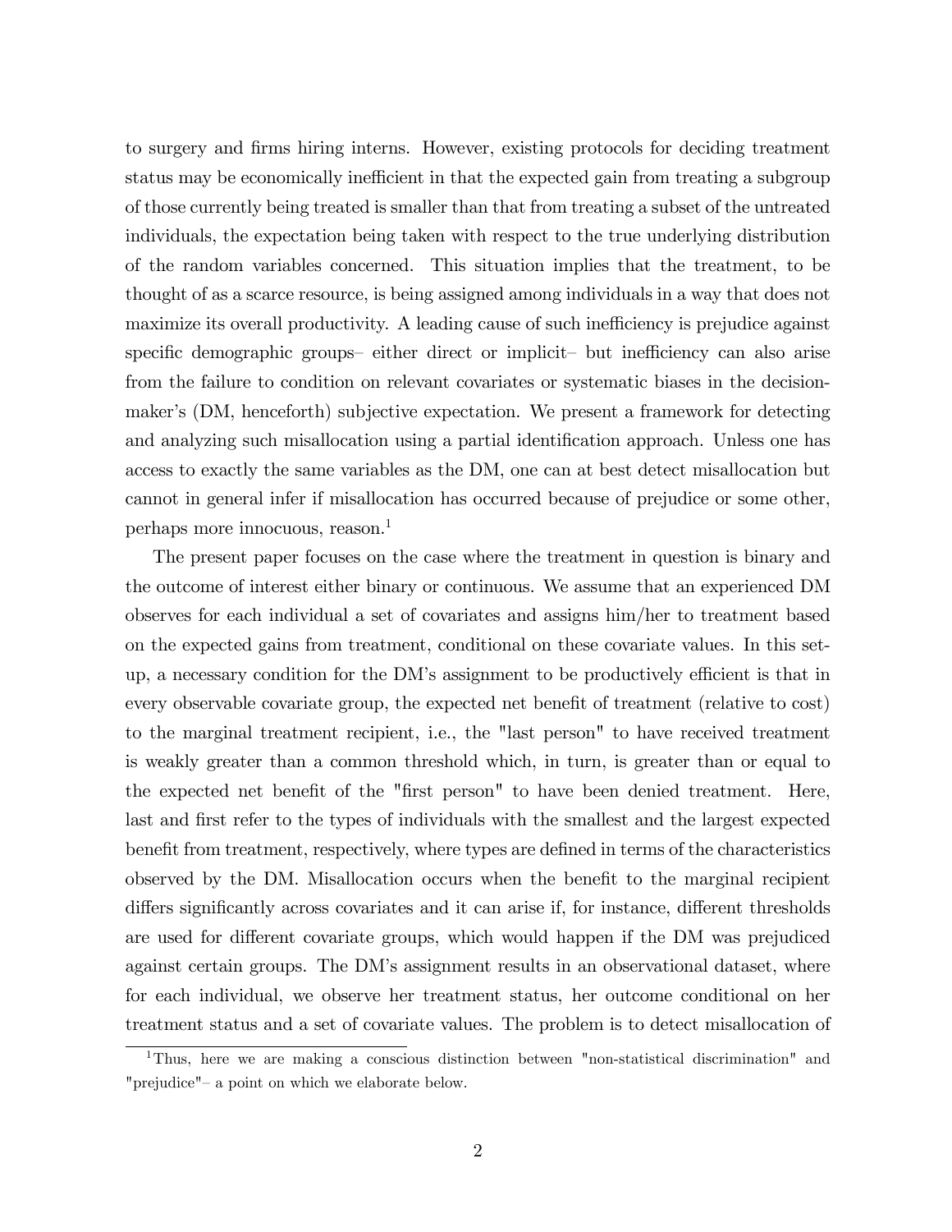to surgery and firms hiring interns. However, existing protocols for deciding treatment status may be economically inefficient in that the expected gain from treating a subgroup of those currently being treated is smaller than that from treating a subset of the untreated individuals, the expectation being taken with respect to the true underlying distribution of the random variables concerned. This situation implies that the treatment, to be thought of as a scarce resource, is being assigned among individuals in a way that does not maximize its overall productivity. A leading cause of such inefficiency is prejudice against specific demographic groups– either direct or implicit– but inefficiency can also arise from the failure to condition on relevant covariates or systematic biases in the decision-maker's (DM, henceforth) subjective expectation. We present a framework for detecting and analyzing such misallocation using a partial identification approach. Unless one has access to exactly the same variables as the DM, one can at best detect misallocation but cannot in general infer if misallocation has occurred because of prejudice or some other, perhaps more innocuous, reason.[1]

The present paper focuses on the case where the treatment in question is binary and the outcome of interest either binary or continuous. We assume that an experienced DM observes for each individual a set of covariates and assigns him/her to treatment based on the expected gains from treatment, conditional on these covariate values. In this set-up, a necessary condition for the DM's assignment to be productively efficient is that in every observable covariate group, the expected net benefit of treatment (relative to cost) to the marginal treatment recipient, i.e., the "last person" to have received treatment is weakly greater than a common threshold which, in turn, is greater than or equal to the expected net benefit of the "first person" to have been denied treatment. Here, last and first refer to the types of individuals with the smallest and the largest expected benefit from treatment, respectively, where types are defined in terms of the characteristics observed by the DM. Misallocation occurs when the benefit to the marginal recipient differs significantly across covariates and it can arise if, for instance, different thresholds are used for different covariate groups, which would happen if the DM was prejudiced against certain groups. The DM's assignment results in an observational dataset, where for each individual, we observe her treatment status, her outcome conditional on her treatment status and a set of covariate values. The problem is to detect misallocation of

[1] Thus, here we are making a conscious distinction between "non-statistical discrimination" and "prejudice"– a point on which we elaborate below.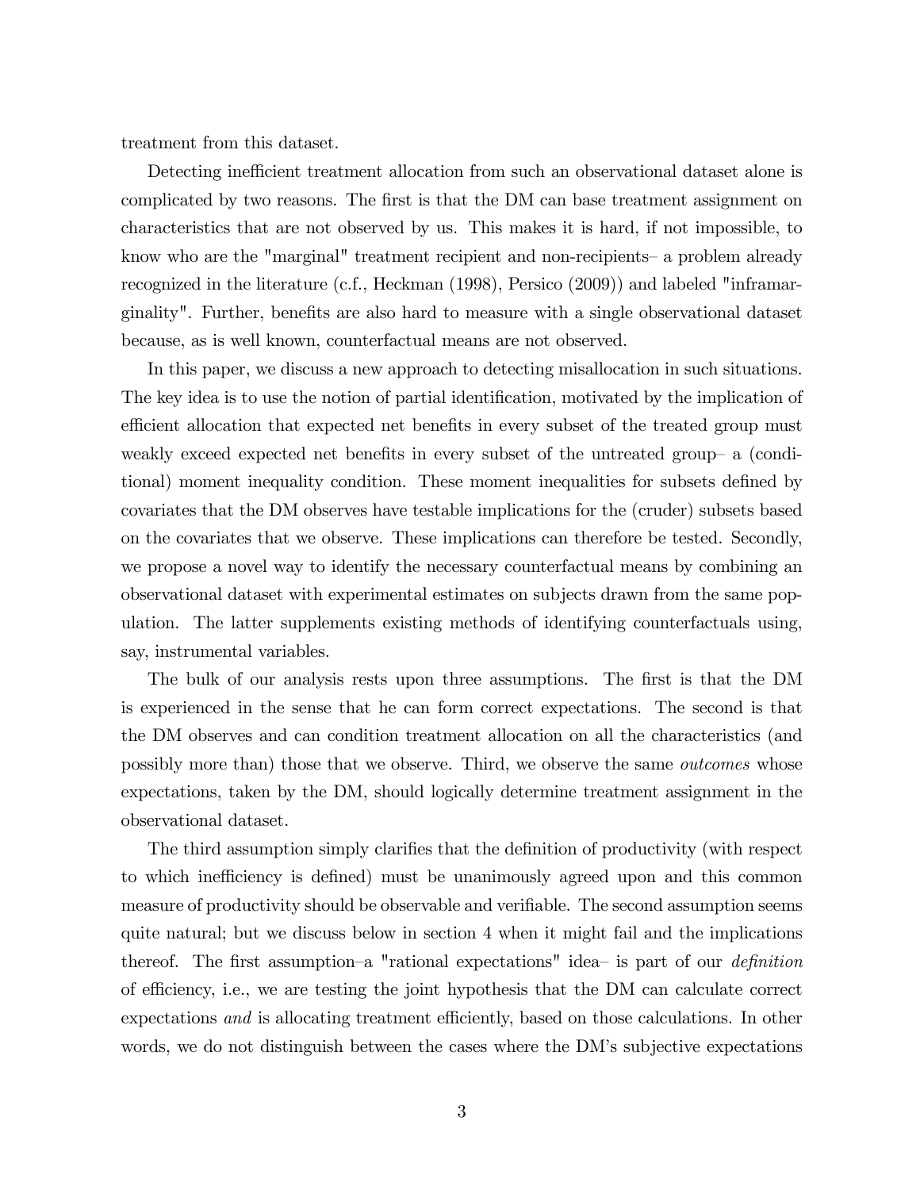treatment from this dataset.

Detecting inefficient treatment allocation from such an observational dataset alone is complicated by two reasons. The first is that the DM can base treatment assignment on characteristics that are not observed by us. This makes it is hard, if not impossible, to know who are the "marginal" treatment recipient and non-recipients– a problem already recognized in the literature (c.f., Heckman (1998), Persico (2009)) and labeled "inframarginality". Further, benefits are also hard to measure with a single observational dataset because, as is well known, counterfactual means are not observed.

In this paper, we discuss a new approach to detecting misallocation in such situations. The key idea is to use the notion of partial identification, motivated by the implication of efficient allocation that expected net benefits in every subset of the treated group must weakly exceed expected net benefits in every subset of the untreated group– a (conditional) moment inequality condition. These moment inequalities for subsets defined by covariates that the DM observes have testable implications for the (cruder) subsets based on the covariates that we observe. These implications can therefore be tested. Secondly, we propose a novel way to identify the necessary counterfactual means by combining an observational dataset with experimental estimates on subjects drawn from the same population. The latter supplements existing methods of identifying counterfactuals using, say, instrumental variables.

The bulk of our analysis rests upon three assumptions. The first is that the DM is experienced in the sense that he can form correct expectations. The second is that the DM observes and can condition treatment allocation on all the characteristics (and possibly more than) those that we observe. Third, we observe the same *outcomes* whose expectations, taken by the DM, should logically determine treatment assignment in the observational dataset.

The third assumption simply clarifies that the definition of productivity (with respect to which inefficiency is defined) must be unanimously agreed upon and this common measure of productivity should be observable and verifiable. The second assumption seems quite natural; but we discuss below in section 4 when it might fail and the implications thereof. The first assumption–a "rational expectations" idea– is part of our *definition* of efficiency, i.e., we are testing the joint hypothesis that the DM can calculate correct expectations *and* is allocating treatment efficiently, based on those calculations. In other words, we do not distinguish between the cases where the DM's subjective expectations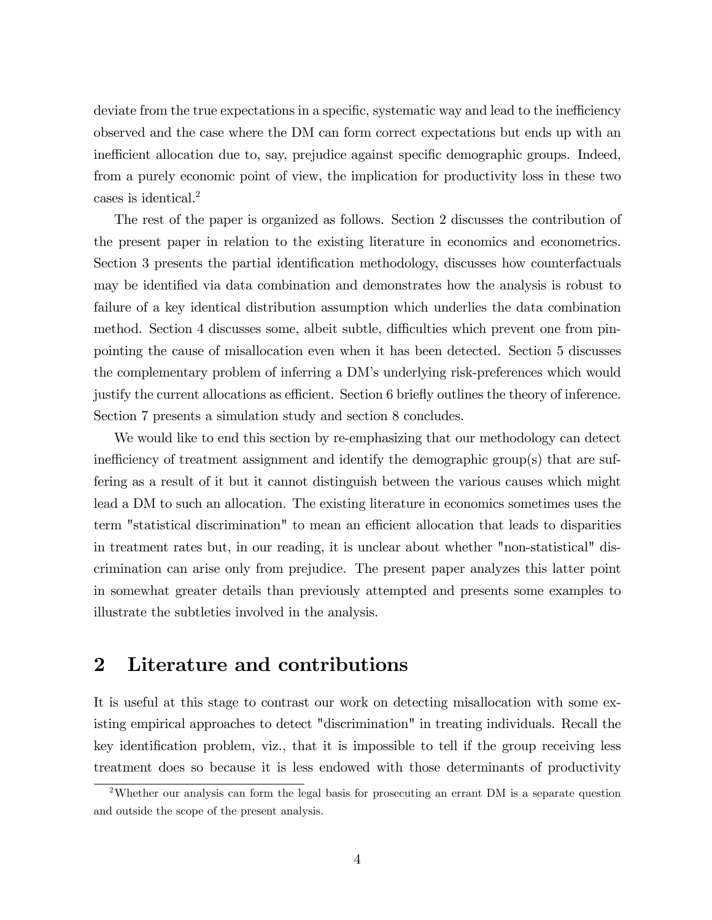deviate from the true expectations in a specific, systematic way and lead to the inefficiency observed and the case where the DM can form correct expectations but ends up with an inefficient allocation due to, say, prejudice against specific demographic groups. Indeed, from a purely economic point of view, the implication for productivity loss in these two cases is identical.[2]

The rest of the paper is organized as follows. Section 2 discusses the contribution of the present paper in relation to the existing literature in economics and econometrics. Section 3 presents the partial identification methodology, discusses how counterfactuals may be identified via data combination and demonstrates how the analysis is robust to failure of a key identical distribution assumption which underlies the data combination method. Section 4 discusses some, albeit subtle, difficulties which prevent one from pinpointing the cause of misallocation even when it has been detected. Section 5 discusses the complementary problem of inferring a DM's underlying risk-preferences which would justify the current allocations as efficient. Section 6 briefly outlines the theory of inference. Section 7 presents a simulation study and section 8 concludes.

We would like to end this section by re-emphasizing that our methodology can detect inefficiency of treatment assignment and identify the demographic group(s) that are suffering as a result of it but it cannot distinguish between the various causes which might lead a DM to such an allocation. The existing literature in economics sometimes uses the term "statistical discrimination" to mean an efficient allocation that leads to disparities in treatment rates but, in our reading, it is unclear about whether "non-statistical" discrimination can arise only from prejudice. The present paper analyzes this latter point in somewhat greater details than previously attempted and presents some examples to illustrate the subtleties involved in the analysis.

## 2 Literature and contributions

It is useful at this stage to contrast our work on detecting misallocation with some existing empirical approaches to detect "discrimination" in treating individuals. Recall the key identification problem, viz., that it is impossible to tell if the group receiving less treatment does so because it is less endowed with those determinants of productivity

[2] Whether our analysis can form the legal basis for prosecuting an errant DM is a separate question and outside the scope of the present analysis.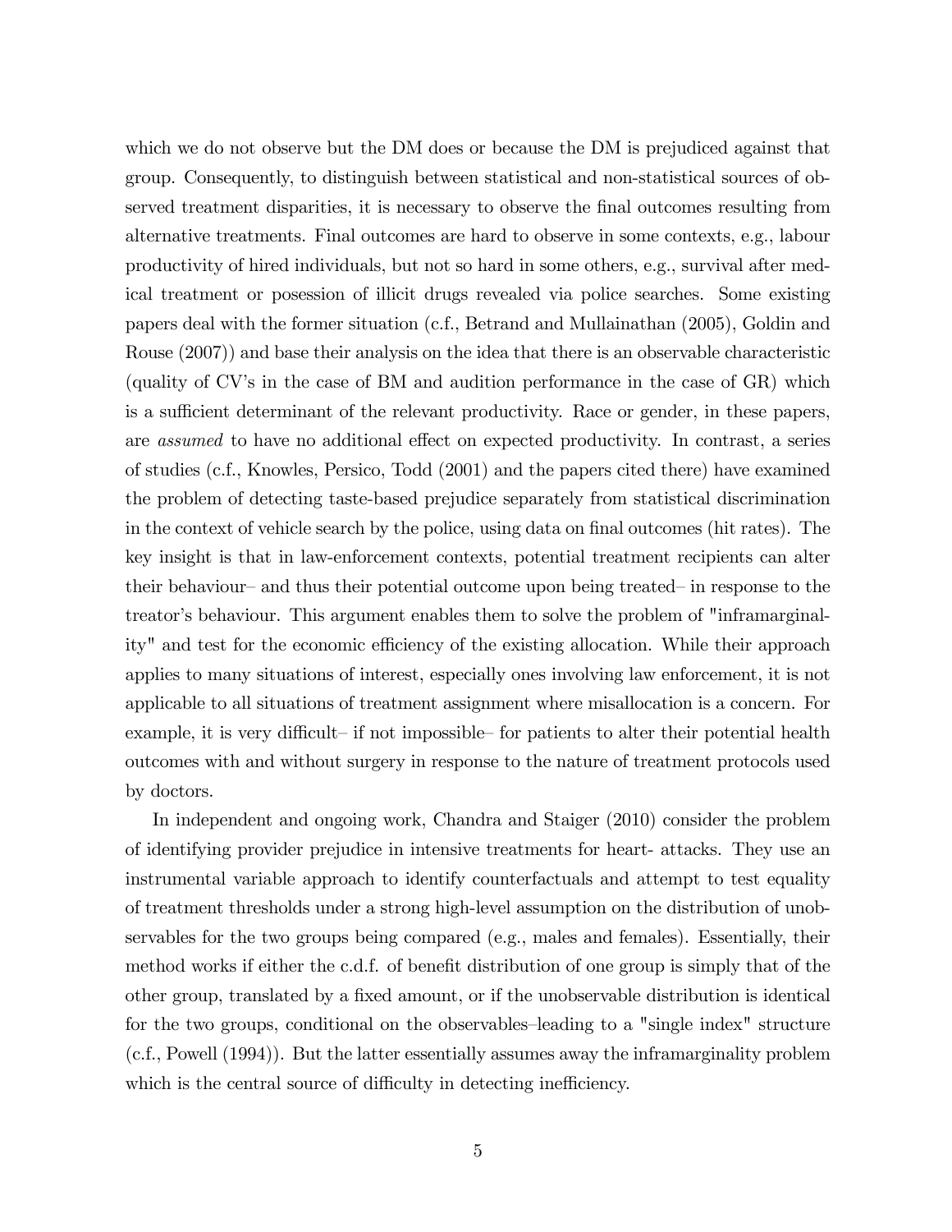which we do not observe but the DM does or because the DM is prejudiced against that group. Consequently, to distinguish between statistical and non-statistical sources of observed treatment disparities, it is necessary to observe the final outcomes resulting from alternative treatments. Final outcomes are hard to observe in some contexts, e.g., labour productivity of hired individuals, but not so hard in some others, e.g., survival after medical treatment or posession of illicit drugs revealed via police searches. Some existing papers deal with the former situation (c.f., Betrand and Mullainathan (2005), Goldin and Rouse (2007)) and base their analysis on the idea that there is an observable characteristic (quality of CV's in the case of BM and audition performance in the case of GR) which is a sufficient determinant of the relevant productivity. Race or gender, in these papers, are *assumed* to have no additional effect on expected productivity. In contrast, a series of studies (c.f., Knowles, Persico, Todd (2001) and the papers cited there) have examined the problem of detecting taste-based prejudice separately from statistical discrimination in the context of vehicle search by the police, using data on final outcomes (hit rates). The key insight is that in law-enforcement contexts, potential treatment recipients can alter their behaviour– and thus their potential outcome upon being treated– in response to the treator's behaviour. This argument enables them to solve the problem of "inframarginality" and test for the economic efficiency of the existing allocation. While their approach applies to many situations of interest, especially ones involving law enforcement, it is not applicable to all situations of treatment assignment where misallocation is a concern. For example, it is very difficult– if not impossible– for patients to alter their potential health outcomes with and without surgery in response to the nature of treatment protocols used by doctors.

In independent and ongoing work, Chandra and Staiger (2010) consider the problem of identifying provider prejudice in intensive treatments for heart- attacks. They use an instrumental variable approach to identify counterfactuals and attempt to test equality of treatment thresholds under a strong high-level assumption on the distribution of unobservables for the two groups being compared (e.g., males and females). Essentially, their method works if either the c.d.f. of benefit distribution of one group is simply that of the other group, translated by a fixed amount, or if the unobservable distribution is identical for the two groups, conditional on the observables–leading to a "single index" structure (c.f., Powell (1994)). But the latter essentially assumes away the inframarginality problem which is the central source of difficulty in detecting inefficiency.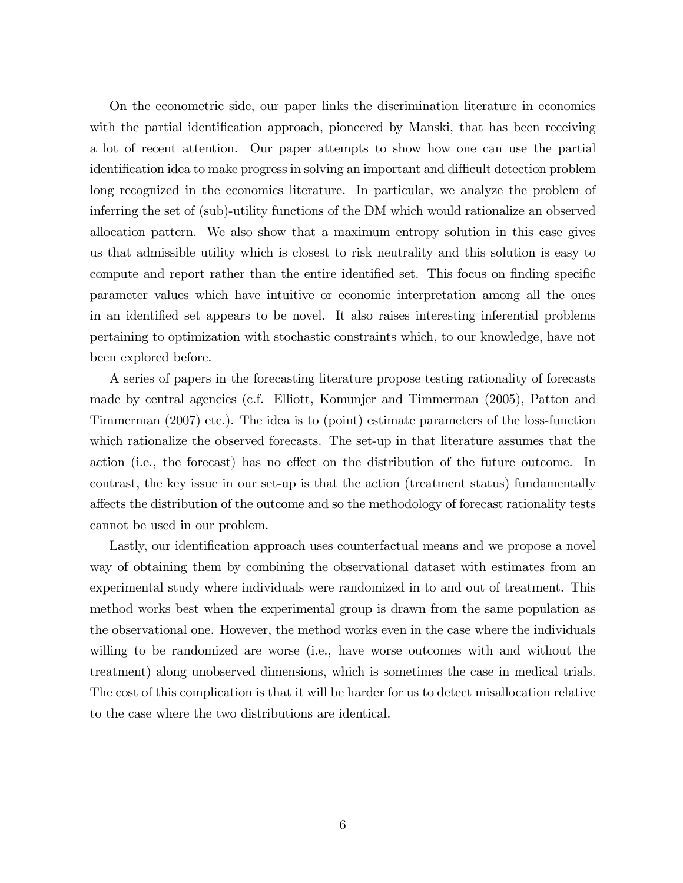On the econometric side, our paper links the discrimination literature in economics with the partial identification approach, pioneered by Manski, that has been receiving a lot of recent attention. Our paper attempts to show how one can use the partial identification idea to make progress in solving an important and difficult detection problem long recognized in the economics literature. In particular, we analyze the problem of inferring the set of (sub)-utility functions of the DM which would rationalize an observed allocation pattern. We also show that a maximum entropy solution in this case gives us that admissible utility which is closest to risk neutrality and this solution is easy to compute and report rather than the entire identified set. This focus on finding specific parameter values which have intuitive or economic interpretation among all the ones in an identified set appears to be novel. It also raises interesting inferential problems pertaining to optimization with stochastic constraints which, to our knowledge, have not been explored before.

A series of papers in the forecasting literature propose testing rationality of forecasts made by central agencies (c.f. Elliott, Komunjer and Timmerman (2005), Patton and Timmerman (2007) etc.). The idea is to (point) estimate parameters of the loss-function which rationalize the observed forecasts. The set-up in that literature assumes that the action (i.e., the forecast) has no effect on the distribution of the future outcome. In contrast, the key issue in our set-up is that the action (treatment status) fundamentally affects the distribution of the outcome and so the methodology of forecast rationality tests cannot be used in our problem.

Lastly, our identification approach uses counterfactual means and we propose a novel way of obtaining them by combining the observational dataset with estimates from an experimental study where individuals were randomized in to and out of treatment. This method works best when the experimental group is drawn from the same population as the observational one. However, the method works even in the case where the individuals willing to be randomized are worse (i.e., have worse outcomes with and without the treatment) along unobserved dimensions, which is sometimes the case in medical trials. The cost of this complication is that it will be harder for us to detect misallocation relative to the case where the two distributions are identical.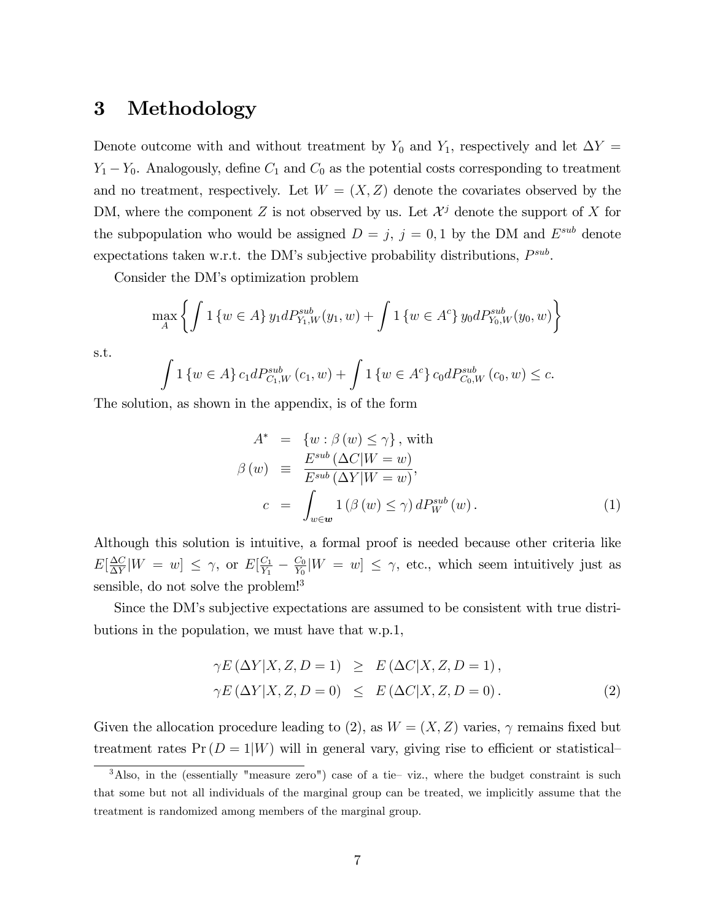## 3 Methodology

Denote outcome with and without treatment by $Y_0$ and $Y_1$, respectively and let $\Delta Y = Y_1 - Y_0$. Analogously, define $C_1$ and $C_0$ as the potential costs corresponding to treatment and no treatment, respectively. Let $W = (X, Z)$ denote the covariates observed by the DM, where the component $Z$ is not observed by us. Let $\mathcal{X}^j$ denote the support of $X$ for the subpopulation who would be assigned $D = j$, $j = 0, 1$ by the DM and $E^{sub}$ denote expectations taken w.r.t. the DM's subjective probability distributions, $P^{sub}$.

Consider the DM's optimization problem

$$\max_{A} \left\{ \int 1\{w \in A\} y_1 dP^{sub}_{Y_1,W}(y_1, w) + \int 1\{w \in A^c\} y_0 dP^{sub}_{Y_0,W}(y_0, w) \right\}$$

s.t.

$$\int 1\{w \in A\} c_1 dP^{sub}_{C_1,W}(c_1, w) + \int 1\{w \in A^c\} c_0 dP^{sub}_{C_0,W}(c_0, w) \leq c.$$

The solution, as shown in the appendix, is of the form

$$\begin{aligned} A^* &= \{w : \beta(w) \leq \gamma\}, \text{ with} \\ \beta(w) &\equiv \frac{E^{sub}(\Delta C | W = w)}{E^{sub}(\Delta Y | W = w)}, \\ c &= \int_{w \in \boldsymbol{w}} 1(\beta(w) \leq \gamma) \, dP^{sub}_W(w). \end{aligned} \tag{1}$$

Although this solution is intuitive, a formal proof is needed because other criteria like $E[\frac{\Delta C}{\Delta Y} | W = w] \leq \gamma$, or $E[\frac{C_1}{Y_1} - \frac{C_0}{Y_0} | W = w] \leq \gamma$, etc., which seem intuitively just as sensible, do not solve the problem![3]

Since the DM's subjective expectations are assumed to be consistent with true distributions in the population, we must have that w.p.1,

$$\begin{aligned} \gamma E(\Delta Y | X, Z, D = 1) &\geq E(\Delta C | X, Z, D = 1), \\ \gamma E(\Delta Y | X, Z, D = 0) &\leq E(\Delta C | X, Z, D = 0). \end{aligned} \tag{2}$$

Given the allocation procedure leading to (2), as $W = (X, Z)$ varies, $\gamma$ remains fixed but treatment rates $\Pr(D = 1 | W)$ will in general vary, giving rise to efficient or statistical–

---

[3] Also, in the (essentially "measure zero") case of a tie– viz., where the budget constraint is such that some but not all individuals of the marginal group can be treated, we implicitly assume that the treatment is randomized among members of the marginal group.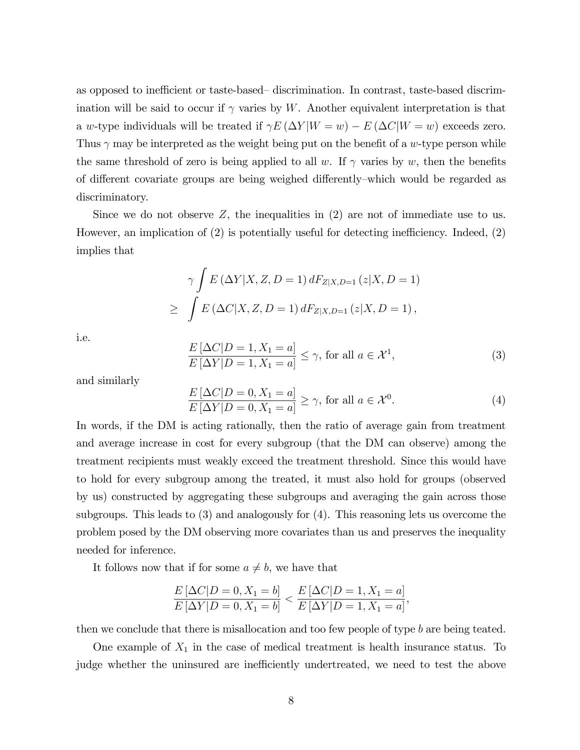as opposed to inefficient or taste-based– discrimination. In contrast, taste-based discrimination will be said to occur if $\gamma$ varies by $W$. Another equivalent interpretation is that a $w$-type individuals will be treated if $\gamma E(\Delta Y|W=w) - E(\Delta C|W=w)$ exceeds zero. Thus $\gamma$ may be interpreted as the weight being put on the benefit of a $w$-type person while the same threshold of zero is being applied to all $w$. If $\gamma$ varies by $w$, then the benefits of different covariate groups are being weighed differently–which would be regarded as discriminatory.

Since we do not observe $Z$, the inequalities in (2) are not of immediate use to us. However, an implication of (2) is potentially useful for detecting inefficiency. Indeed, (2) implies that

$$
\begin{aligned}
& \gamma \int E(\Delta Y|X, Z, D=1)\, dF_{Z|X,D=1}(z|X, D=1) \\
\geq & \int E(\Delta C|X, Z, D=1)\, dF_{Z|X,D=1}(z|X, D=1),
\end{aligned}
$$

i.e.

$$
\frac{E[\Delta C|D=1, X_1=a]}{E[\Delta Y|D=1, X_1=a]} \leq \gamma, \text{ for all } a \in \mathcal{X}^1, \tag{3}
$$

and similarly

$$
\frac{E[\Delta C|D=0, X_1=a]}{E[\Delta Y|D=0, X_1=a]} \geq \gamma, \text{ for all } a \in \mathcal{X}^0. \tag{4}
$$

In words, if the DM is acting rationally, then the ratio of average gain from treatment and average increase in cost for every subgroup (that the DM can observe) among the treatment recipients must weakly exceed the treatment threshold. Since this would have to hold for every subgroup among the treated, it must also hold for groups (observed by us) constructed by aggregating these subgroups and averaging the gain across those subgroups. This leads to (3) and analogously for (4). This reasoning lets us overcome the problem posed by the DM observing more covariates than us and preserves the inequality needed for inference.

It follows now that if for some $a \neq b$, we have that

$$
\frac{E[\Delta C|D=0, X_1=b]}{E[\Delta Y|D=0, X_1=b]} < \frac{E[\Delta C|D=1, X_1=a]}{E[\Delta Y|D=1, X_1=a]},
$$

then we conclude that there is misallocation and too few people of type $b$ are being teated.

One example of $X_1$ in the case of medical treatment is health insurance status. To judge whether the uninsured are inefficiently undertreated, we need to test the above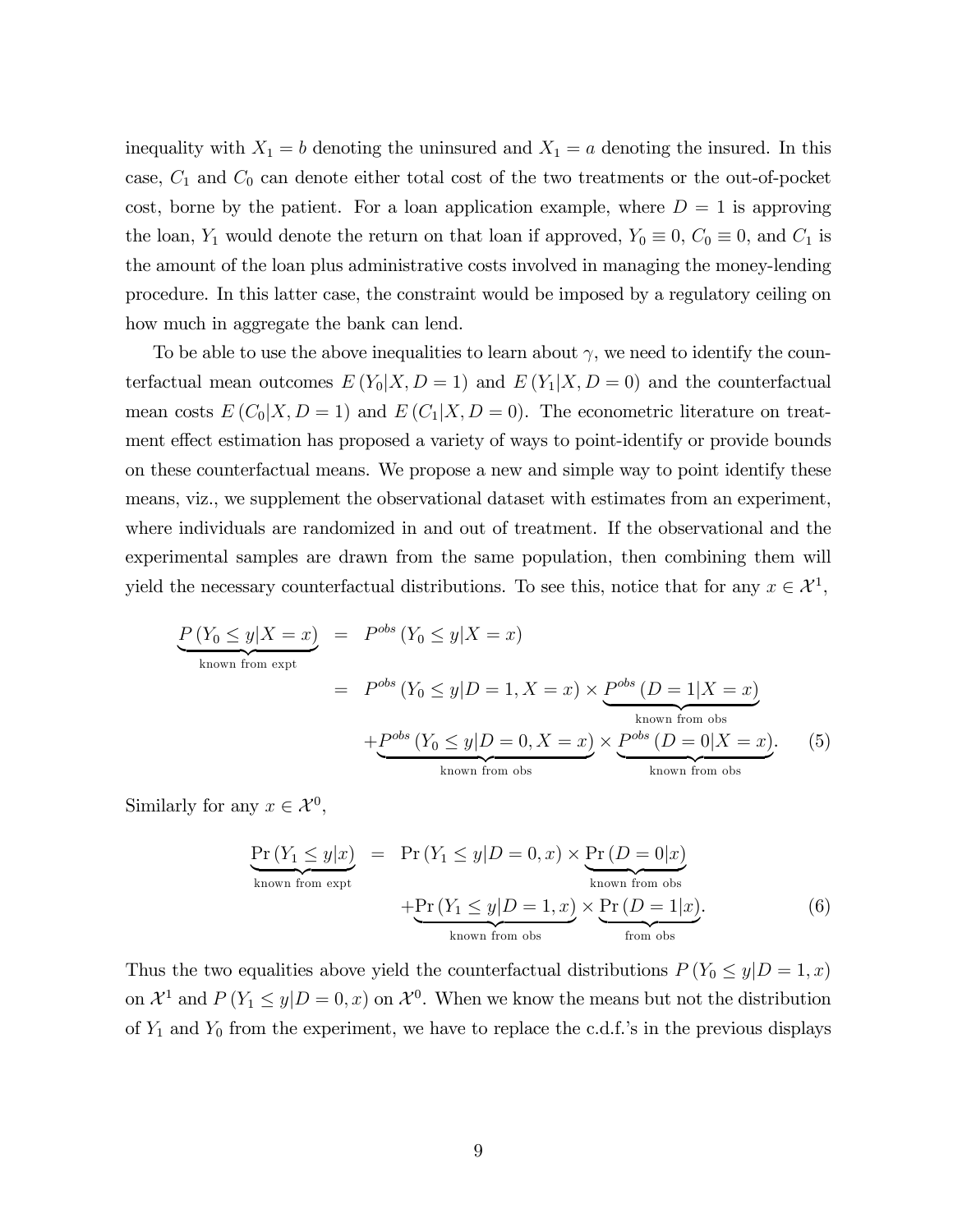inequality with $X_1 = b$ denoting the uninsured and $X_1 = a$ denoting the insured. In this case, $C_1$ and $C_0$ can denote either total cost of the two treatments or the out-of-pocket cost, borne by the patient. For a loan application example, where $D = 1$ is approving the loan, $Y_1$ would denote the return on that loan if approved, $Y_0 \equiv 0$, $C_0 \equiv 0$, and $C_1$ is the amount of the loan plus administrative costs involved in managing the money-lending procedure. In this latter case, the constraint would be imposed by a regulatory ceiling on how much in aggregate the bank can lend.

To be able to use the above inequalities to learn about $\gamma$, we need to identify the counterfactual mean outcomes $E(Y_0|X, D = 1)$ and $E(Y_1|X, D = 0)$ and the counterfactual mean costs $E(C_0|X, D = 1)$ and $E(C_1|X, D = 0)$. The econometric literature on treatment effect estimation has proposed a variety of ways to point-identify or provide bounds on these counterfactual means. We propose a new and simple way to point identify these means, viz., we supplement the observational dataset with estimates from an experiment, where individuals are randomized in and out of treatment. If the observational and the experimental samples are drawn from the same population, then combining them will yield the necessary counterfactual distributions. To see this, notice that for any $x \in \mathcal{X}^1$,

$$
\begin{aligned}
\underbrace{P(Y_0 \leq y|X = x)}_{\text{known from expt}} &= P^{obs}(Y_0 \leq y|X = x) \\
&= P^{obs}(Y_0 \leq y|D = 1, X = x) \times \underbrace{P^{obs}(D = 1|X = x)}_{\text{known from obs}} \\
&\quad + \underbrace{P^{obs}(Y_0 \leq y|D = 0, X = x)}_{\text{known from obs}} \times \underbrace{P^{obs}(D = 0|X = x)}_{\text{known from obs}}. \qquad (5)
\end{aligned}
$$

Similarly for any $x \in \mathcal{X}^0$,

$$
\begin{aligned}
\underbrace{\Pr(Y_1 \leq y|x)}_{\text{known from expt}} &= \Pr(Y_1 \leq y|D = 0, x) \times \underbrace{\Pr(D = 0|x)}_{\text{known from obs}} \\
&\quad + \underbrace{\Pr(Y_1 \leq y|D = 1, x)}_{\text{known from obs}} \times \underbrace{\Pr(D = 1|x)}_{\text{from obs}}. \qquad (6)
\end{aligned}
$$

Thus the two equalities above yield the counterfactual distributions $P(Y_0 \leq y|D = 1, x)$ on $\mathcal{X}^1$ and $P(Y_1 \leq y|D = 0, x)$ on $\mathcal{X}^0$. When we know the means but not the distribution of $Y_1$ and $Y_0$ from the experiment, we have to replace the c.d.f.'s in the previous displays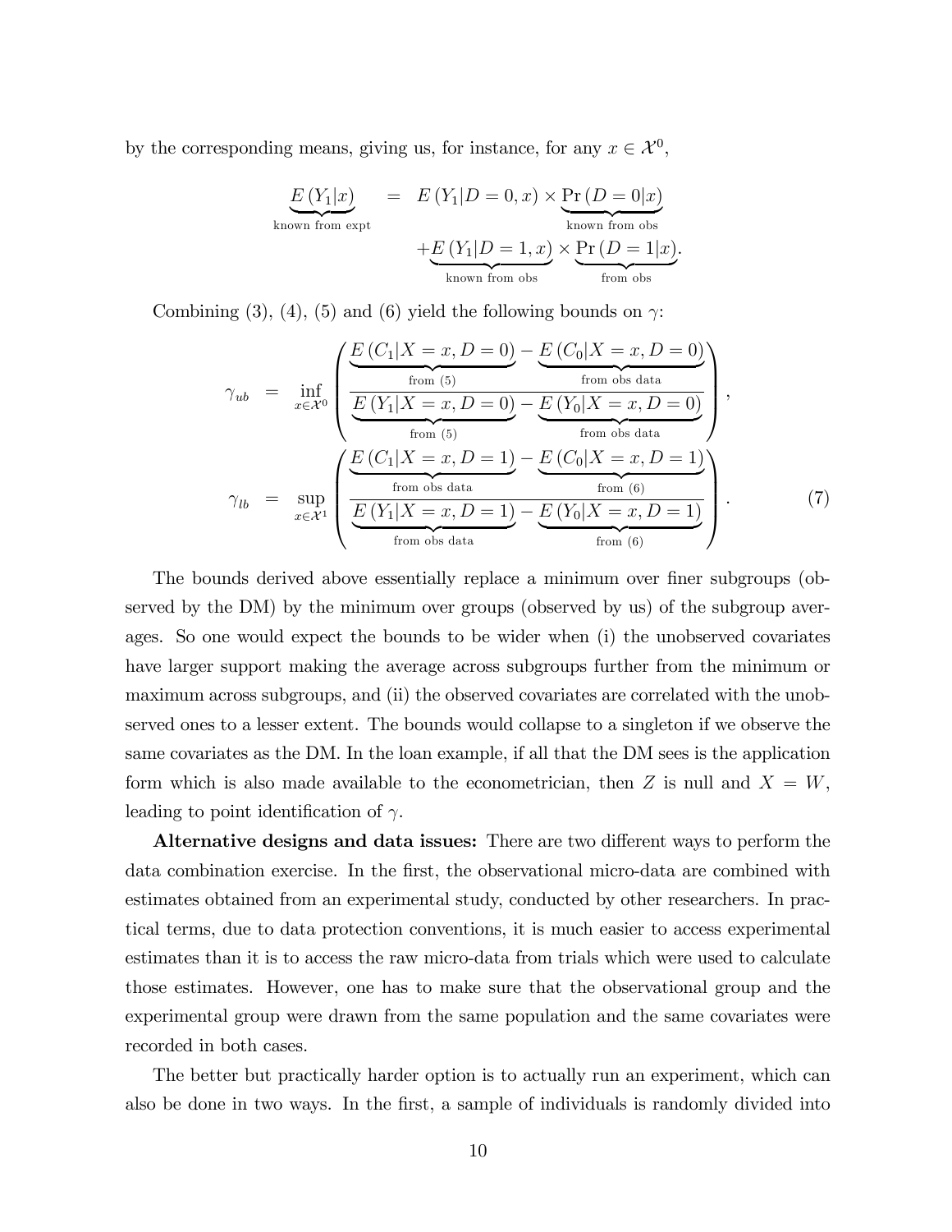by the corresponding means, giving us, for instance, for any $x \in \mathcal{X}^0$,

$$\underbrace{E(Y_1|x)}_{\text{known from expt}} = E(Y_1|D=0,x) \times \underbrace{\Pr(D=0|x)}_{\text{known from obs}} + \underbrace{E(Y_1|D=1,x)}_{\text{known from obs}} \times \underbrace{\Pr(D=1|x)}_{\text{from obs}}.$$

Combining (3), (4), (5) and (6) yield the following bounds on $\gamma$:

$$\gamma_{ub} = \inf_{x \in \mathcal{X}^0} \left( \frac{\underbrace{E(C_1|X=x, D=0)}_{\text{from (5)}} - \underbrace{E(C_0|X=x, D=0)}_{\text{from obs data}}}{\underbrace{E(Y_1|X=x, D=0)}_{\text{from (5)}} - \underbrace{E(Y_0|X=x, D=0)}_{\text{from obs data}}} \right),$$

$$\gamma_{lb} = \sup_{x \in \mathcal{X}^1} \left( \frac{\underbrace{E(C_1|X=x, D=1)}_{\text{from obs data}} - \underbrace{E(C_0|X=x, D=1)}_{\text{from (6)}}}{\underbrace{E(Y_1|X=x, D=1)}_{\text{from obs data}} - \underbrace{E(Y_0|X=x, D=1)}_{\text{from (6)}}} \right). \tag{7}$$

The bounds derived above essentially replace a minimum over finer subgroups (observed by the DM) by the minimum over groups (observed by us) of the subgroup averages. So one would expect the bounds to be wider when (i) the unobserved covariates have larger support making the average across subgroups further from the minimum or maximum across subgroups, and (ii) the observed covariates are correlated with the unobserved ones to a lesser extent. The bounds would collapse to a singleton if we observe the same covariates as the DM. In the loan example, if all that the DM sees is the application form which is also made available to the econometrician, then $Z$ is null and $X = W$, leading to point identification of $\gamma$.

**Alternative designs and data issues:** There are two different ways to perform the data combination exercise. In the first, the observational micro-data are combined with estimates obtained from an experimental study, conducted by other researchers. In practical terms, due to data protection conventions, it is much easier to access experimental estimates than it is to access the raw micro-data from trials which were used to calculate those estimates. However, one has to make sure that the observational group and the experimental group were drawn from the same population and the same covariates were recorded in both cases.

The better but practically harder option is to actually run an experiment, which can also be done in two ways. In the first, a sample of individuals is randomly divided into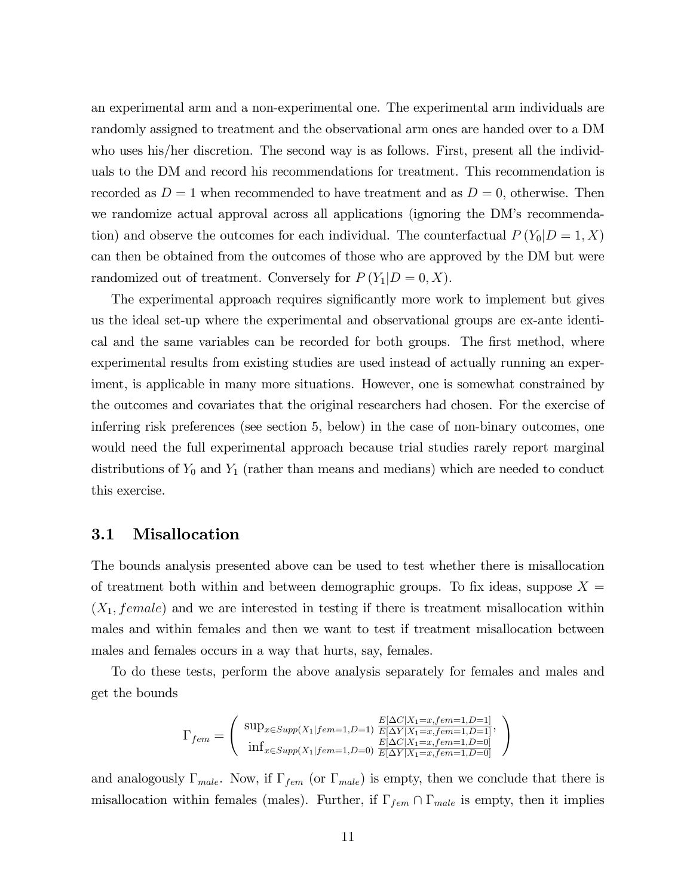an experimental arm and a non-experimental one. The experimental arm individuals are randomly assigned to treatment and the observational arm ones are handed over to a DM who uses his/her discretion. The second way is as follows. First, present all the individuals to the DM and record his recommendations for treatment. This recommendation is recorded as $D = 1$ when recommended to have treatment and as $D = 0$, otherwise. Then we randomize actual approval across all applications (ignoring the DM's recommendation) and observe the outcomes for each individual. The counterfactual $P(Y_0 | D = 1, X)$ can then be obtained from the outcomes of those who are approved by the DM but were randomized out of treatment. Conversely for $P(Y_1 | D = 0, X)$.

The experimental approach requires significantly more work to implement but gives us the ideal set-up where the experimental and observational groups are ex-ante identical and the same variables can be recorded for both groups. The first method, where experimental results from existing studies are used instead of actually running an experiment, is applicable in many more situations. However, one is somewhat constrained by the outcomes and covariates that the original researchers had chosen. For the exercise of inferring risk preferences (see section 5, below) in the case of non-binary outcomes, one would need the full experimental approach because trial studies rarely report marginal distributions of $Y_0$ and $Y_1$ (rather than means and medians) which are needed to conduct this exercise.

### 3.1 Misallocation

The bounds analysis presented above can be used to test whether there is misallocation of treatment both within and between demographic groups. To fix ideas, suppose $X = (X_1, female)$ and we are interested in testing if there is treatment misallocation within males and within females and then we want to test if treatment misallocation between males and females occurs in a way that hurts, say, females.

To do these tests, perform the above analysis separately for females and males and get the bounds

$$\Gamma_{fem} = \begin{pmatrix} \sup_{x \in Supp(X_1|fem=1,D=1)} \frac{E[\Delta C|X_1=x,fem=1,D=1]}{E[\Delta Y|X_1=x,fem=1,D=1]}, \\ \inf_{x \in Supp(X_1|fem=1,D=0)} \frac{E[\Delta C|X_1=x,fem=1,D=0]}{E[\Delta Y|X_1=x,fem=1,D=0]} \end{pmatrix}$$

and analogously $\Gamma_{male}$. Now, if $\Gamma_{fem}$ (or $\Gamma_{male}$) is empty, then we conclude that there is misallocation within females (males). Further, if $\Gamma_{fem} \cap \Gamma_{male}$ is empty, then it implies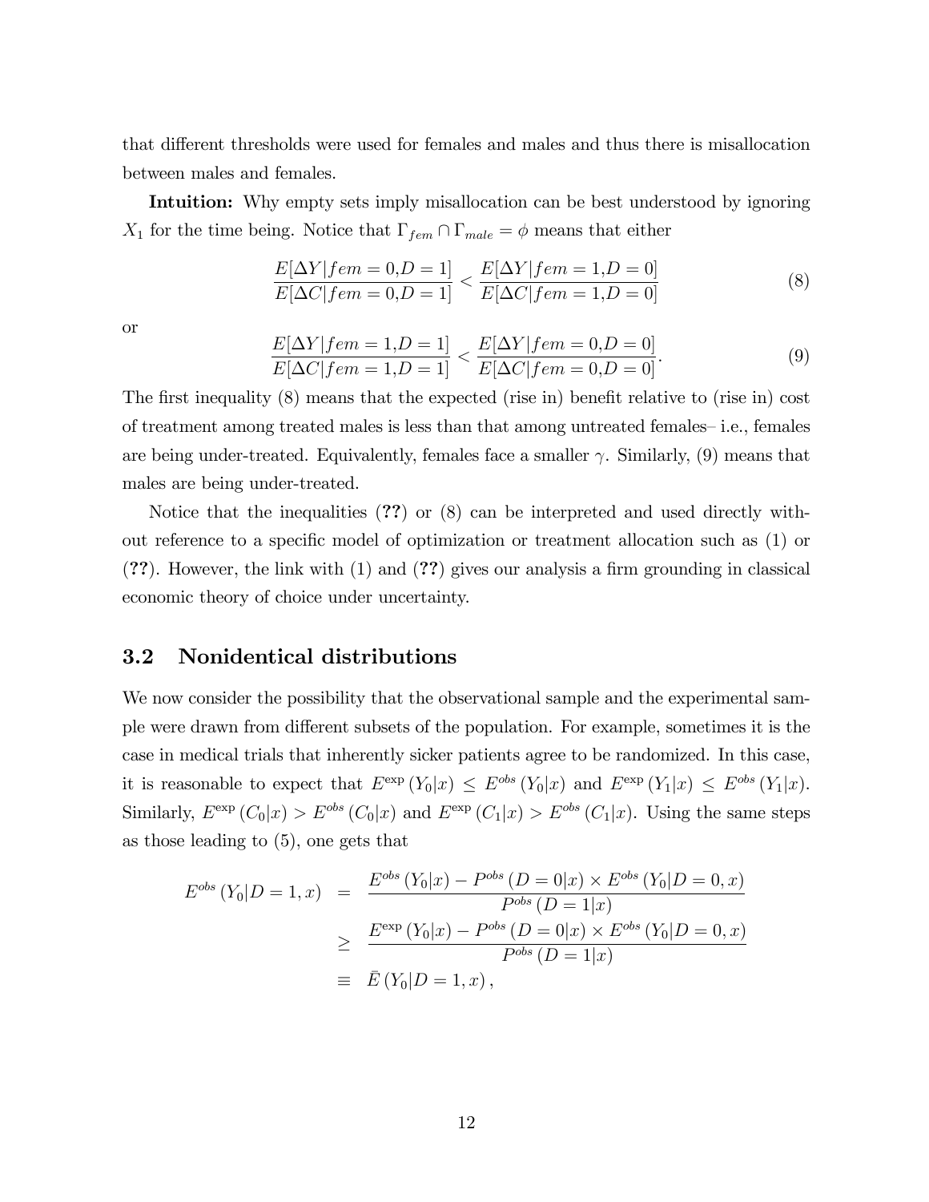that different thresholds were used for females and males and thus there is misallocation between males and females.

**Intuition:** Why empty sets imply misallocation can be best understood by ignoring $X_1$ for the time being. Notice that $\Gamma_{fem} \cap \Gamma_{male} = \phi$ means that either

$$\frac{E[\Delta Y|fem=0,D=1]}{E[\Delta C|fem=0,D=1]} < \frac{E[\Delta Y|fem=1,D=0]}{E[\Delta C|fem=1,D=0]} \tag{8}$$

or

$$\frac{E[\Delta Y|fem=1,D=1]}{E[\Delta C|fem=1,D=1]} < \frac{E[\Delta Y|fem=0,D=0]}{E[\Delta C|fem=0,D=0]}. \tag{9}$$

The first inequality (8) means that the expected (rise in) benefit relative to (rise in) cost of treatment among treated males is less than that among untreated females– i.e., females are being under-treated. Equivalently, females face a smaller $\gamma$. Similarly, (9) means that males are being under-treated.

Notice that the inequalities (**??**) or (8) can be interpreted and used directly without reference to a specific model of optimization or treatment allocation such as (1) or (**??**). However, the link with (1) and (**??**) gives our analysis a firm grounding in classical economic theory of choice under uncertainty.

## 3.2 Nonidentical distributions

We now consider the possibility that the observational sample and the experimental sample were drawn from different subsets of the population. For example, sometimes it is the case in medical trials that inherently sicker patients agree to be randomized. In this case, it is reasonable to expect that $E^{\exp}(Y_0|x) \leq E^{obs}(Y_0|x)$ and $E^{\exp}(Y_1|x) \leq E^{obs}(Y_1|x)$. Similarly, $E^{\exp}(C_0|x) > E^{obs}(C_0|x)$ and $E^{\exp}(C_1|x) > E^{obs}(C_1|x)$. Using the same steps as those leading to (5), one gets that

$$\begin{aligned}
E^{obs}(Y_0|D=1,x) &= \frac{E^{obs}(Y_0|x) - P^{obs}(D=0|x) \times E^{obs}(Y_0|D=0,x)}{P^{obs}(D=1|x)} \\
&\geq \frac{E^{\exp}(Y_0|x) - P^{obs}(D=0|x) \times E^{obs}(Y_0|D=0,x)}{P^{obs}(D=1|x)} \\
&\equiv \bar{E}(Y_0|D=1,x),
\end{aligned}$$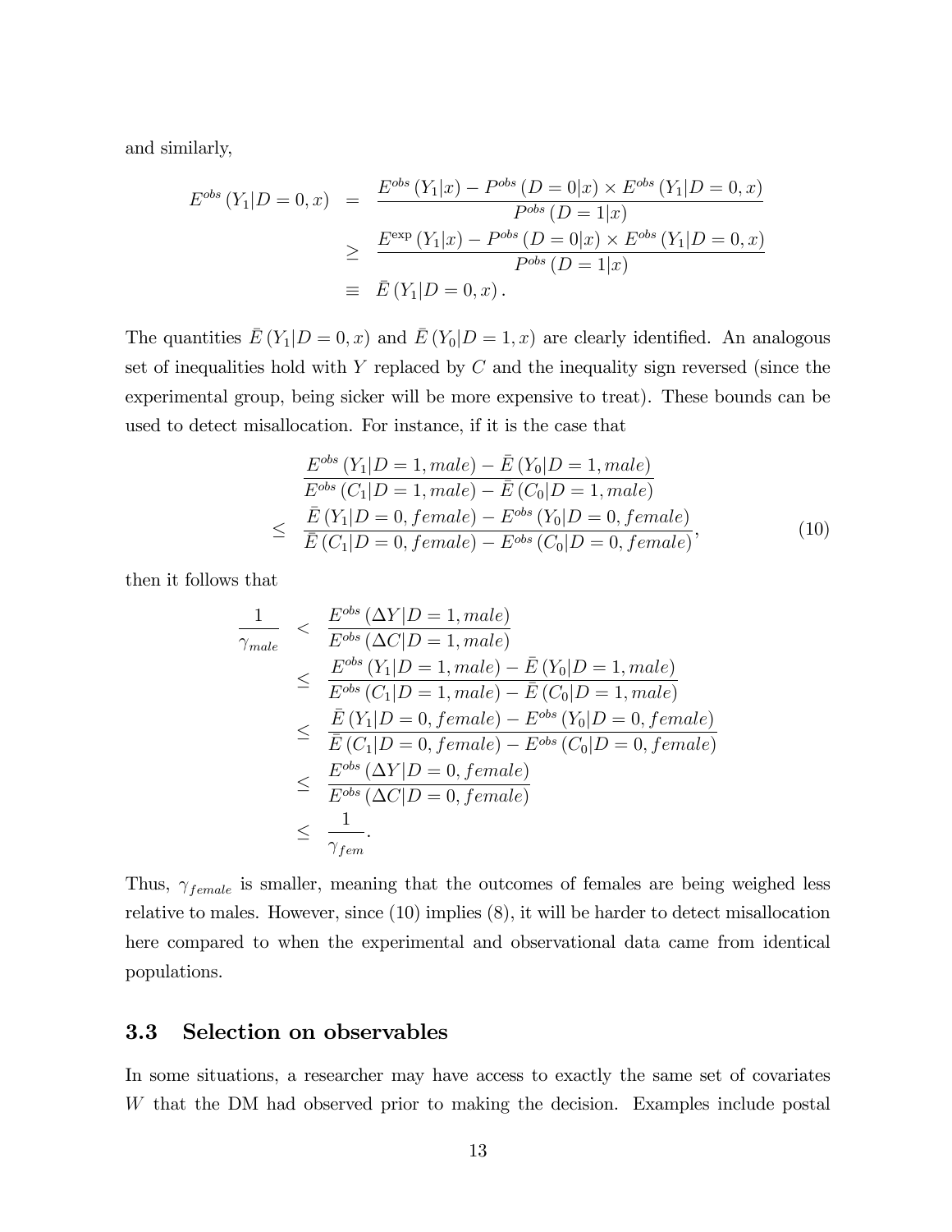and similarly,

$$
\begin{aligned}
E^{obs}\left(Y_1|D=0,x\right) &= \frac{E^{obs}\left(Y_1|x\right) - P^{obs}\left(D=0|x\right) \times E^{obs}\left(Y_1|D=0,x\right)}{P^{obs}\left(D=1|x\right)} \\
&\geq \frac{E^{\exp}\left(Y_1|x\right) - P^{obs}\left(D=0|x\right) \times E^{obs}\left(Y_1|D=0,x\right)}{P^{obs}\left(D=1|x\right)} \\
&\equiv \bar{E}\left(Y_1|D=0,x\right).
\end{aligned}
$$

The quantities $\bar{E}\left(Y_1|D=0,x\right)$ and $\bar{E}\left(Y_0|D=1,x\right)$ are clearly identified. An analogous set of inequalities hold with $Y$ replaced by $C$ and the inequality sign reversed (since the experimental group, being sicker will be more expensive to treat). These bounds can be used to detect misallocation. For instance, if it is the case that

$$
\begin{aligned}
& \frac{E^{obs}\left(Y_1|D=1,male\right) - \bar{E}\left(Y_0|D=1,male\right)}{E^{obs}\left(C_1|D=1,male\right) - \bar{E}\left(C_0|D=1,male\right)} \\
\leq \; & \frac{\bar{E}\left(Y_1|D=0,female\right) - E^{obs}\left(Y_0|D=0,female\right)}{\bar{E}\left(C_1|D=0,female\right) - E^{obs}\left(C_0|D=0,female\right)},
\end{aligned} \tag{10}
$$

then it follows that

$$
\begin{aligned}
\frac{1}{\gamma_{male}} &< \frac{E^{obs}\left(\Delta Y|D=1,male\right)}{E^{obs}\left(\Delta C|D=1,male\right)} \\
&\leq \frac{E^{obs}\left(Y_1|D=1,male\right) - \bar{E}\left(Y_0|D=1,male\right)}{E^{obs}\left(C_1|D=1,male\right) - \bar{E}\left(C_0|D=1,male\right)} \\
&\leq \frac{\bar{E}\left(Y_1|D=0,female\right) - E^{obs}\left(Y_0|D=0,female\right)}{\bar{E}\left(C_1|D=0,female\right) - E^{obs}\left(C_0|D=0,female\right)} \\
&\leq \frac{E^{obs}\left(\Delta Y|D=0,female\right)}{E^{obs}\left(\Delta C|D=0,female\right)} \\
&\leq \frac{1}{\gamma_{fem}}.
\end{aligned}
$$

Thus, $\gamma_{female}$ is smaller, meaning that the outcomes of females are being weighed less relative to males. However, since (10) implies (8), it will be harder to detect misallocation here compared to when the experimental and observational data came from identical populations.

## 3.3 Selection on observables

In some situations, a researcher may have access to exactly the same set of covariates $W$ that the DM had observed prior to making the decision. Examples include postal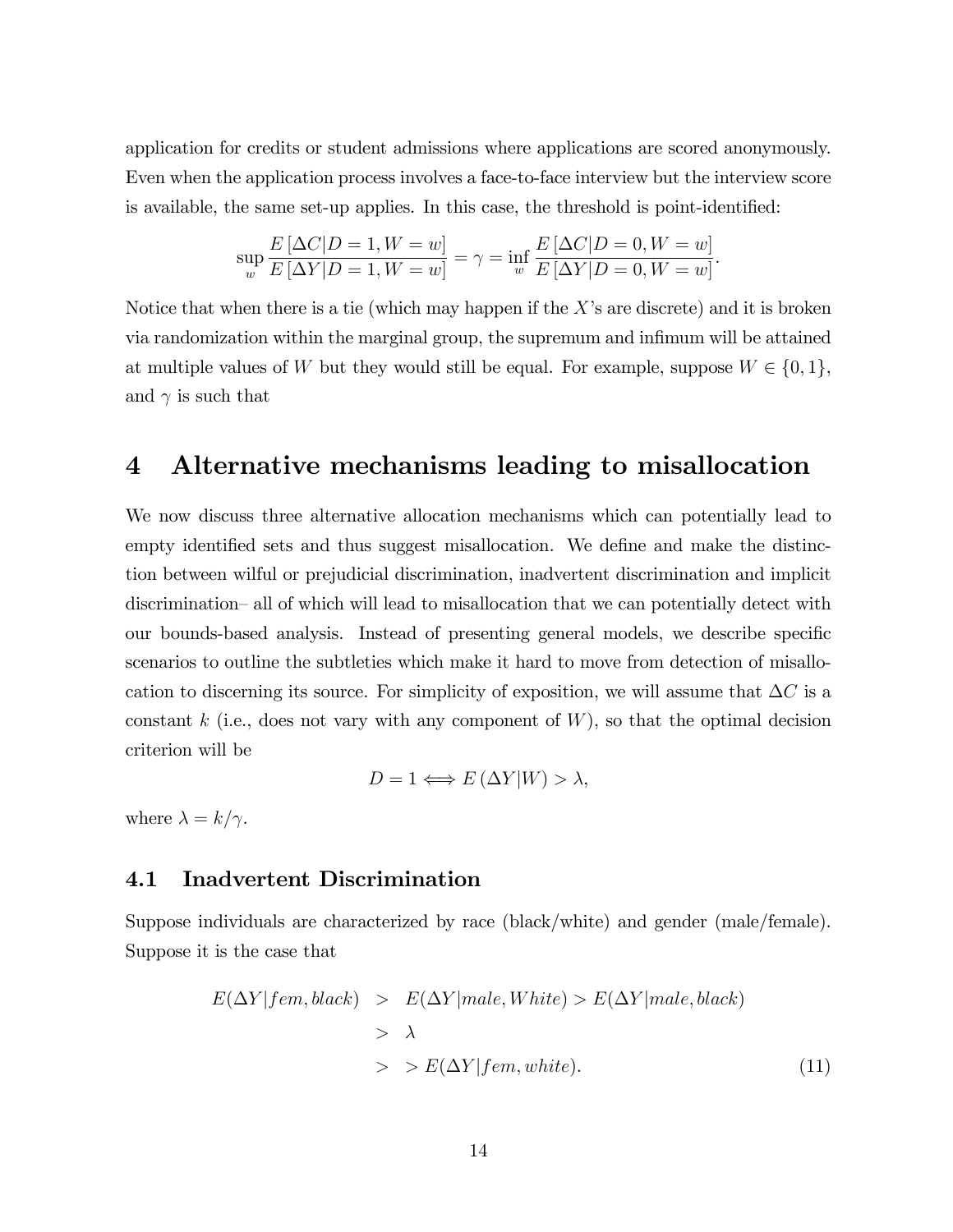application for credits or student admissions where applications are scored anonymously. Even when the application process involves a face-to-face interview but the interview score is available, the same set-up applies. In this case, the threshold is point-identified:

$$\sup_{w} \frac{E\left[\Delta C | D=1, W=w\right]}{E\left[\Delta Y | D=1, W=w\right]} = \gamma = \inf_{w} \frac{E\left[\Delta C | D=0, W=w\right]}{E\left[\Delta Y | D=0, W=w\right]}.$$

Notice that when there is a tie (which may happen if the $X$'s are discrete) and it is broken via randomization within the marginal group, the supremum and infimum will be attained at multiple values of $W$ but they would still be equal. For example, suppose $W \in \{0, 1\}$, and $\gamma$ is such that

# 4 Alternative mechanisms leading to misallocation

We now discuss three alternative allocation mechanisms which can potentially lead to empty identified sets and thus suggest misallocation. We define and make the distinction between wilful or prejudicial discrimination, inadvertent discrimination and implicit discrimination– all of which will lead to misallocation that we can potentially detect with our bounds-based analysis. Instead of presenting general models, we describe specific scenarios to outline the subtleties which make it hard to move from detection of misallocation to discerning its source. For simplicity of exposition, we will assume that $\Delta C$ is a constant $k$ (i.e., does not vary with any component of $W$), so that the optimal decision criterion will be

$$D = 1 \Longleftrightarrow E\left(\Delta Y | W\right) > \lambda,$$

where $\lambda = k/\gamma$.

## 4.1 Inadvertent Discrimination

Suppose individuals are characterized by race (black/white) and gender (male/female). Suppose it is the case that

$$\begin{aligned} E(\Delta Y | fem, black) &> E(\Delta Y | male, White) > E(\Delta Y | male, black) \\ &> \lambda \\ &> > E(\Delta Y | fem, white). \end{aligned} \tag{11}$$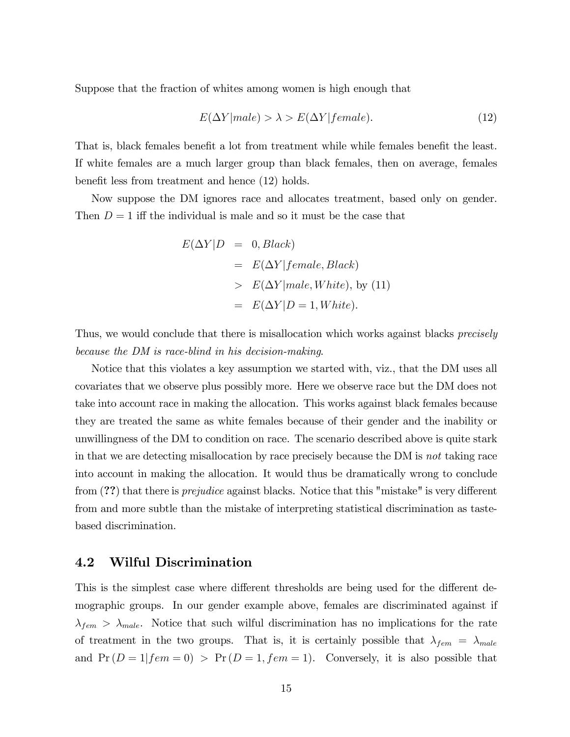Suppose that the fraction of whites among women is high enough that

$$E(\Delta Y|male) > \lambda > E(\Delta Y|female). \tag{12}$$

That is, black females benefit a lot from treatment while while females benefit the least. If white females are a much larger group than black females, then on average, females benefit less from treatment and hence (12) holds.

Now suppose the DM ignores race and allocates treatment, based only on gender. Then $D = 1$ iff the individual is male and so it must be the case that

$$\begin{aligned}
E(\Delta Y|D &= 0, Black) \\
&= E(\Delta Y|female, Black) \\
&> E(\Delta Y|male, White), \text{ by (11)} \\
&= E(\Delta Y|D = 1, White).
\end{aligned}$$

Thus, we would conclude that there is misallocation which works against blacks *precisely because the DM is race-blind in his decision-making*.

Notice that this violates a key assumption we started with, viz., that the DM uses all covariates that we observe plus possibly more. Here we observe race but the DM does not take into account race in making the allocation. This works against black females because they are treated the same as white females because of their gender and the inability or unwillingness of the DM to condition on race. The scenario described above is quite stark in that we are detecting misallocation by race precisely because the DM is *not* taking race into account in making the allocation. It would thus be dramatically wrong to conclude from (**??**) that there is *prejudice* against blacks. Notice that this "mistake" is very different from and more subtle than the mistake of interpreting statistical discrimination as taste-based discrimination.

## 4.2 Wilful Discrimination

This is the simplest case where different thresholds are being used for the different demographic groups. In our gender example above, females are discriminated against if $\lambda_{fem} > \lambda_{male}$. Notice that such wilful discrimination has no implications for the rate of treatment in the two groups. That is, it is certainly possible that $\lambda_{fem} = \lambda_{male}$ and $\Pr(D = 1|fem = 0) > \Pr(D = 1, fem = 1)$. Conversely, it is also possible that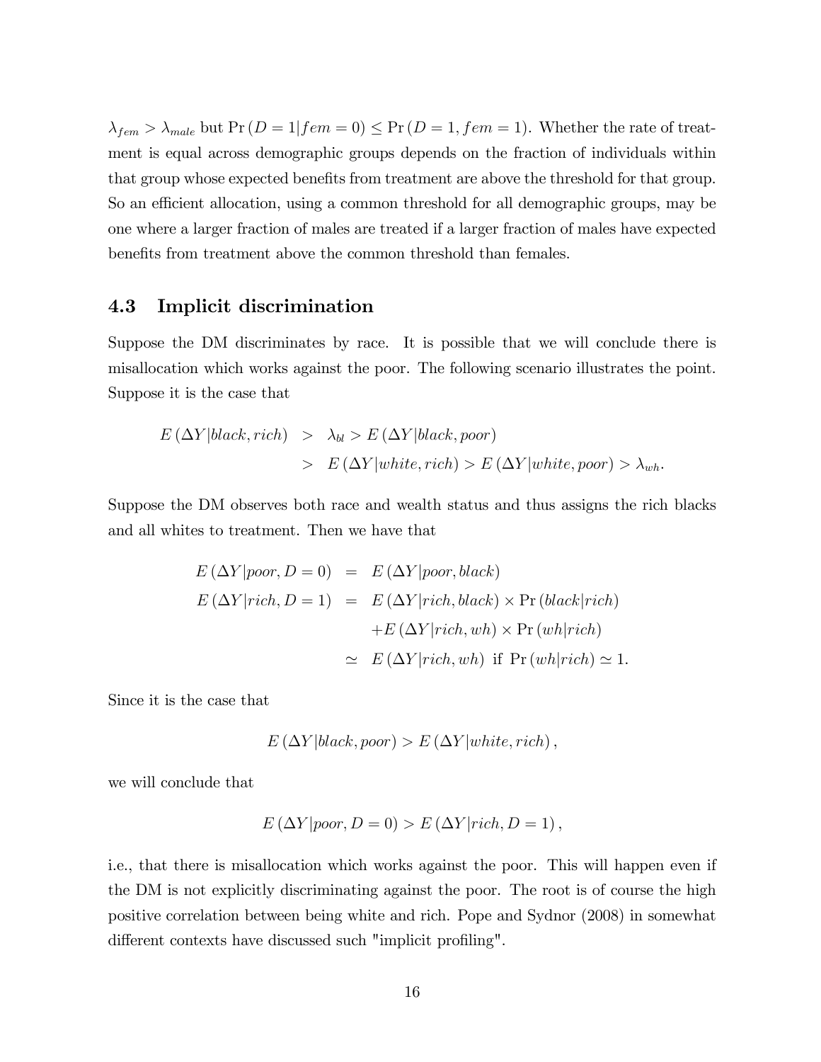$\lambda_{fem} > \lambda_{male}$ but $\Pr(D = 1|fem = 0) \leq \Pr(D = 1, fem = 1)$. Whether the rate of treatment is equal across demographic groups depends on the fraction of individuals within that group whose expected benefits from treatment are above the threshold for that group. So an efficient allocation, using a common threshold for all demographic groups, may be one where a larger fraction of males are treated if a larger fraction of males have expected benefits from treatment above the common threshold than females.

### 4.3 Implicit discrimination

Suppose the DM discriminates by race. It is possible that we will conclude there is misallocation which works against the poor. The following scenario illustrates the point. Suppose it is the case that

$$
\begin{aligned}
E(\Delta Y|black, rich) &> \lambda_{bl} > E(\Delta Y|black, poor) \\
&> E(\Delta Y|white, rich) > E(\Delta Y|white, poor) > \lambda_{wh}.
\end{aligned}
$$

Suppose the DM observes both race and wealth status and thus assigns the rich blacks and all whites to treatment. Then we have that

$$
\begin{aligned}
E(\Delta Y|poor, D = 0) &= E(\Delta Y|poor, black) \\
E(\Delta Y|rich, D = 1) &= E(\Delta Y|rich, black) \times \Pr(black|rich) \\
&\quad + E(\Delta Y|rich, wh) \times \Pr(wh|rich) \\
&\simeq E(\Delta Y|rich, wh) \text{ if } \Pr(wh|rich) \simeq 1.
\end{aligned}
$$

Since it is the case that

$$E(\Delta Y|black, poor) > E(\Delta Y|white, rich),$$

we will conclude that

$$E(\Delta Y|poor, D = 0) > E(\Delta Y|rich, D = 1),$$

i.e., that there is misallocation which works against the poor. This will happen even if the DM is not explicitly discriminating against the poor. The root is of course the high positive correlation between being white and rich. Pope and Sydnor (2008) in somewhat different contexts have discussed such "implicit profiling".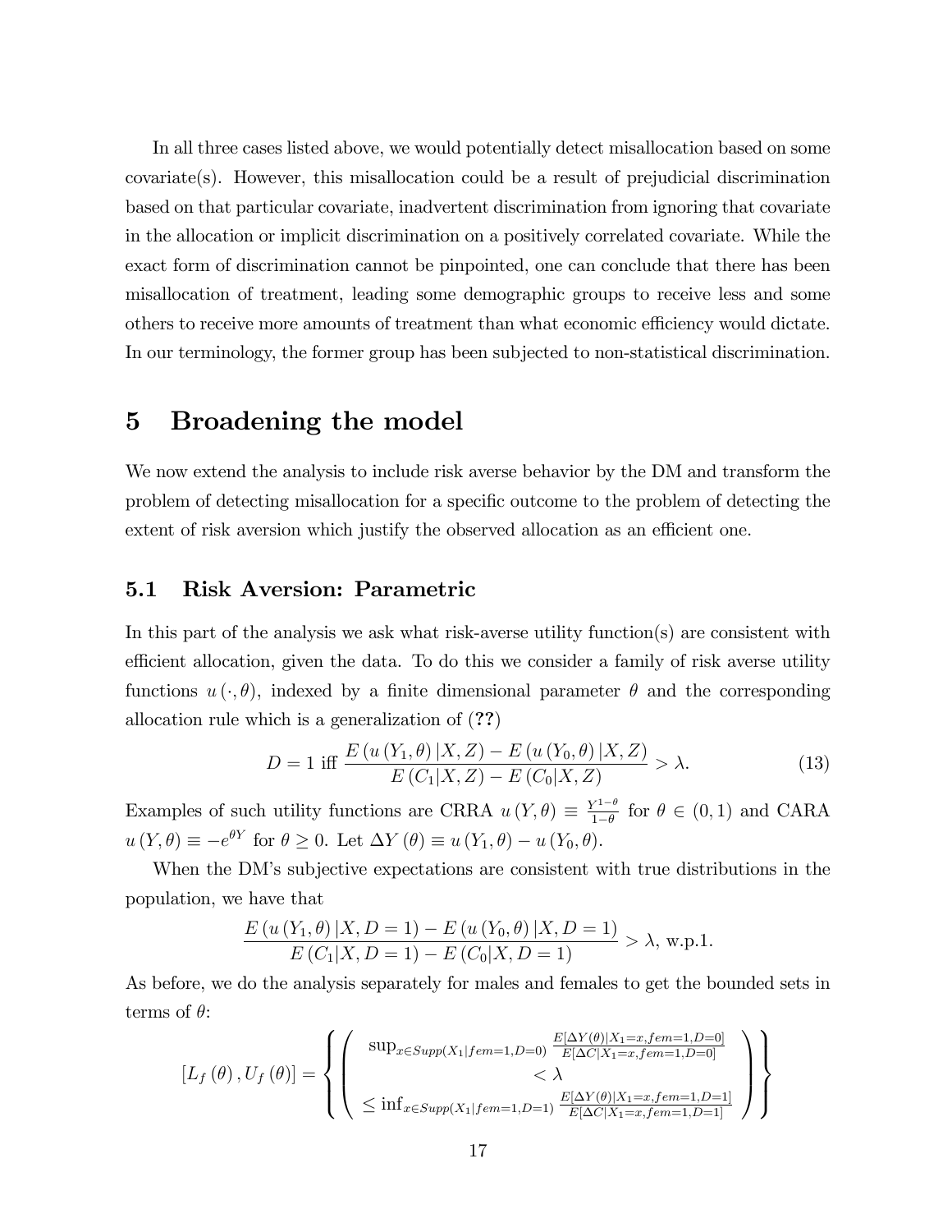In all three cases listed above, we would potentially detect misallocation based on some covariate(s). However, this misallocation could be a result of prejudicial discrimination based on that particular covariate, inadvertent discrimination from ignoring that covariate in the allocation or implicit discrimination on a positively correlated covariate. While the exact form of discrimination cannot be pinpointed, one can conclude that there has been misallocation of treatment, leading some demographic groups to receive less and some others to receive more amounts of treatment than what economic efficiency would dictate. In our terminology, the former group has been subjected to non-statistical discrimination.

# 5 Broadening the model

We now extend the analysis to include risk averse behavior by the DM and transform the problem of detecting misallocation for a specific outcome to the problem of detecting the extent of risk aversion which justify the observed allocation as an efficient one.

## 5.1 Risk Aversion: Parametric

In this part of the analysis we ask what risk-averse utility function(s) are consistent with efficient allocation, given the data. To do this we consider a family of risk averse utility functions $u(\cdot,\theta)$, indexed by a finite dimensional parameter $\theta$ and the corresponding allocation rule which is a generalization of (**??**)

$$D = 1 \text{ iff } \frac{E\left(u\left(Y_1,\theta\right)|X,Z\right) - E\left(u\left(Y_0,\theta\right)|X,Z\right)}{E\left(C_1|X,Z\right) - E\left(C_0|X,Z\right)} > \lambda. \tag{13}$$

Examples of such utility functions are CRRA $u(Y,\theta) \equiv \frac{Y^{1-\theta}}{1-\theta}$ for $\theta \in (0,1)$ and CARA $u(Y,\theta) \equiv -e^{\theta Y}$ for $\theta \geq 0$. Let $\Delta Y(\theta) \equiv u(Y_1,\theta) - u(Y_0,\theta)$.

When the DM's subjective expectations are consistent with true distributions in the population, we have that

$$\frac{E\left(u\left(Y_1,\theta\right)|X,D=1\right) - E\left(u\left(Y_0,\theta\right)|X,D=1\right)}{E\left(C_1|X,D=1\right) - E\left(C_0|X,D=1\right)} > \lambda, \text{ w.p.1.}$$

As before, we do the analysis separately for males and females to get the bounded sets in terms of $\theta$:

$$[L_f(\theta), U_f(\theta)] = \left\{ \left( \begin{array}{c} \sup_{x \in Supp(X_1|fem=1,D=0)} \frac{E[\Delta Y(\theta)|X_1=x,fem=1,D=0]}{E[\Delta C|X_1=x,fem=1,D=0]} \\ < \lambda \\ \leq \inf_{x \in Supp(X_1|fem=1,D=1)} \frac{E[\Delta Y(\theta)|X_1=x,fem=1,D=1]}{E[\Delta C|X_1=x,fem=1,D=1]} \end{array} \right) \right\}$$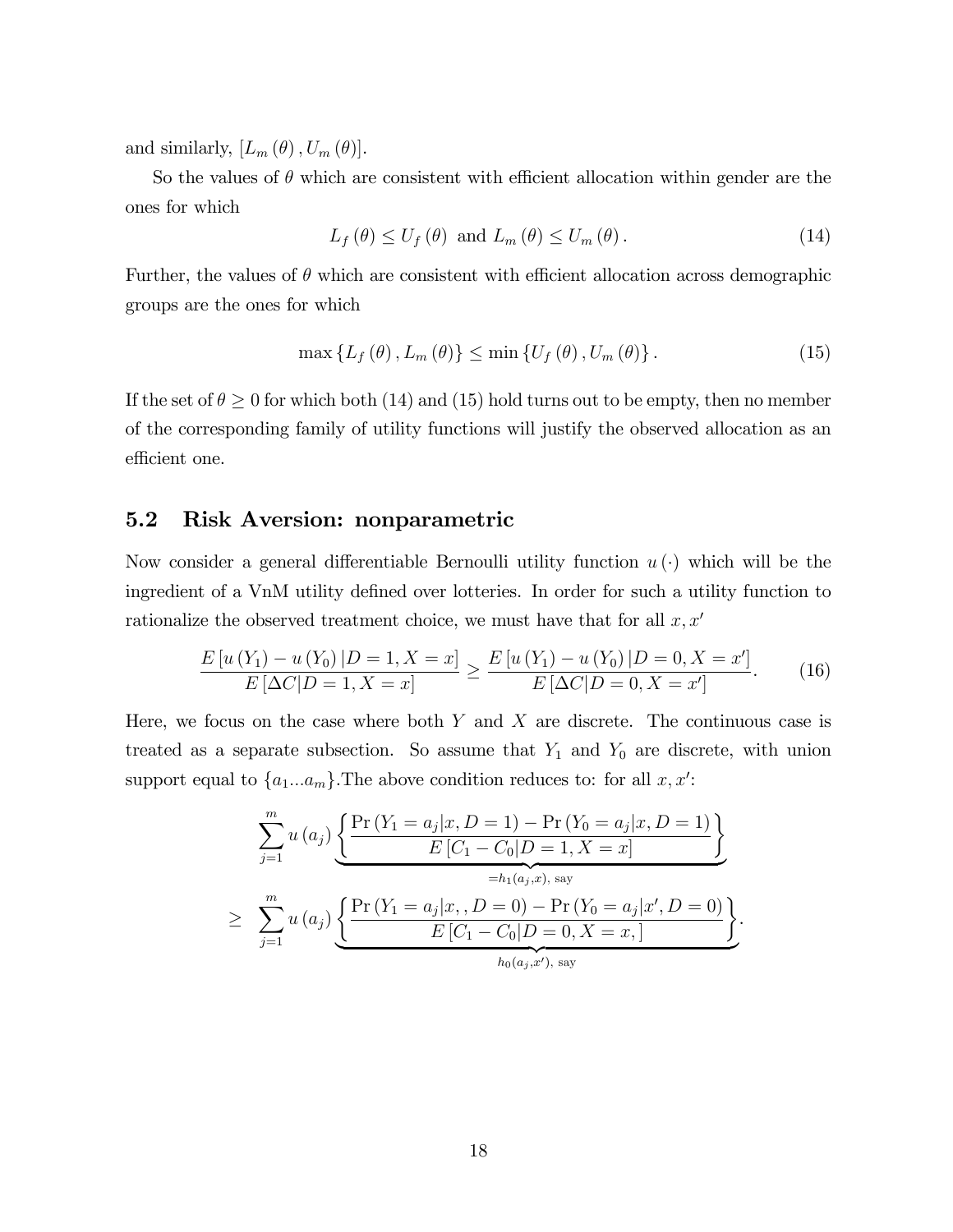and similarly, $[L_m(\theta), U_m(\theta)]$.

So the values of $\theta$ which are consistent with efficient allocation within gender are the ones for which

$$L_f(\theta) \leq U_f(\theta) \text{ and } L_m(\theta) \leq U_m(\theta). \tag{14}$$

Further, the values of $\theta$ which are consistent with efficient allocation across demographic groups are the ones for which

$$\max\{L_f(\theta), L_m(\theta)\} \leq \min\{U_f(\theta), U_m(\theta)\}. \tag{15}$$

If the set of $\theta \geq 0$ for which both (14) and (15) hold turns out to be empty, then no member of the corresponding family of utility functions will justify the observed allocation as an efficient one.

## 5.2 Risk Aversion: nonparametric

Now consider a general differentiable Bernoulli utility function $u(\cdot)$ which will be the ingredient of a VnM utility defined over lotteries. In order for such a utility function to rationalize the observed treatment choice, we must have that for all $x, x'$

$$\frac{E[u(Y_1) - u(Y_0)|D = 1, X = x]}{E[\Delta C|D = 1, X = x]} \geq \frac{E[u(Y_1) - u(Y_0)|D = 0, X = x']}{E[\Delta C|D = 0, X = x']}. \tag{16}$$

Here, we focus on the case where both $Y$ and $X$ are discrete. The continuous case is treated as a separate subsection. So assume that $Y_1$ and $Y_0$ are discrete, with union support equal to $\{a_1 ... a_m\}$.The above condition reduces to: for all $x, x'$:

$$\begin{aligned} &\sum_{j=1}^{m} u(a_j) \underbrace{\left\{ \frac{\Pr(Y_1 = a_j|x, D = 1) - \Pr(Y_0 = a_j|x, D = 1)}{E[C_1 - C_0|D = 1, X = x]} \right\}}_{=h_1(a_j, x), \text{ say}} \\ \geq \;\; &\sum_{j=1}^{m} u(a_j) \underbrace{\left\{ \frac{\Pr(Y_1 = a_j|x, , D = 0) - \Pr(Y_0 = a_j|x', D = 0)}{E[C_1 - C_0|D = 0, X = x, ]} \right\}}_{h_0(a_j, x'), \text{ say}}. \end{aligned}$$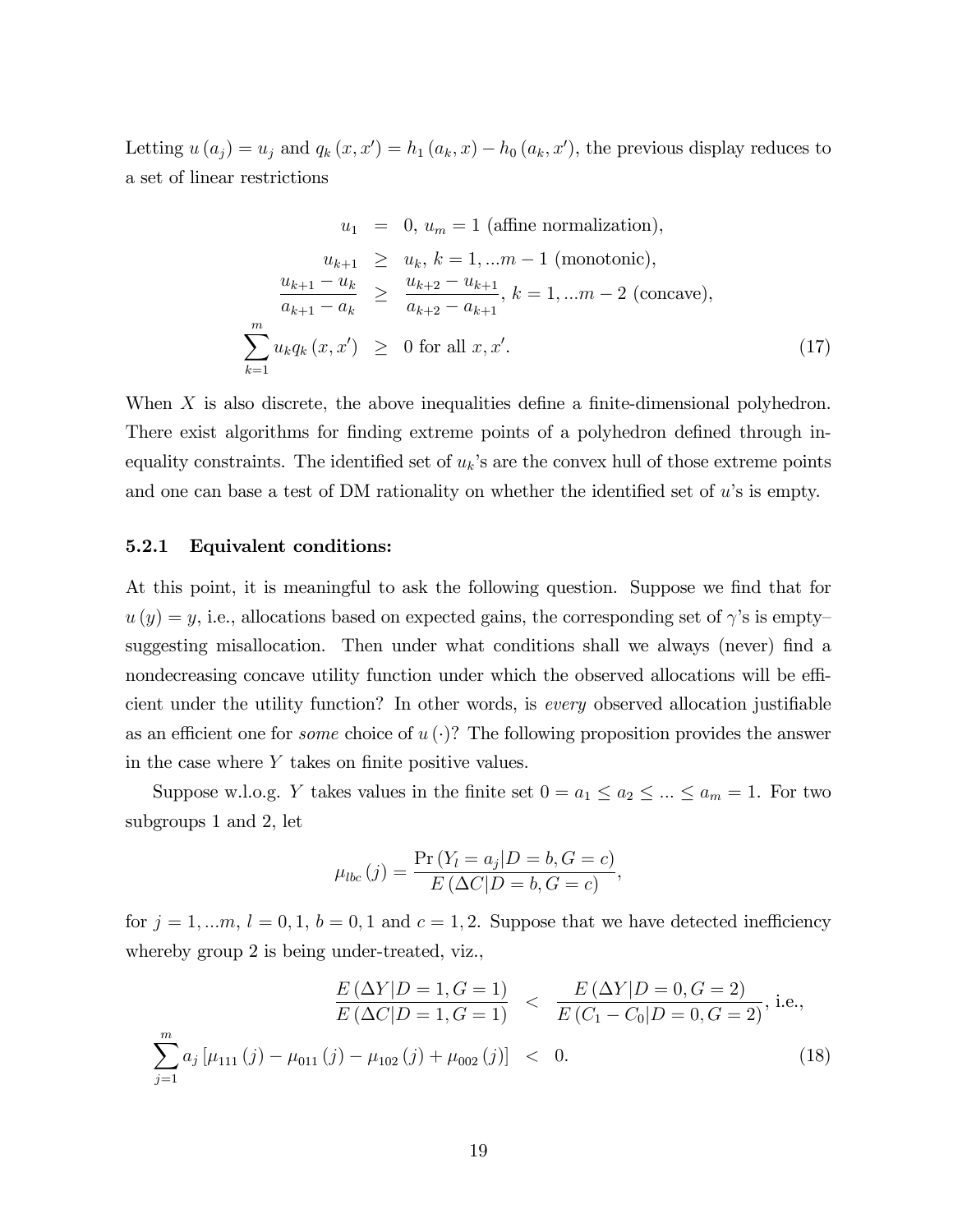Letting $u(a_j) = u_j$ and $q_k(x, x') = h_1(a_k, x) - h_0(a_k, x')$, the previous display reduces to a set of linear restrictions

$$
\begin{aligned}
u_1 &= 0,\ u_m = 1 \text{ (affine normalization)}, \\
u_{k+1} &\geq u_k,\ k = 1, \ldots m-1 \text{ (monotonic)}, \\
\frac{u_{k+1} - u_k}{a_{k+1} - a_k} &\geq \frac{u_{k+2} - u_{k+1}}{a_{k+2} - a_{k+1}},\ k = 1, \ldots m-2 \text{ (concave)}, \\
\sum_{k=1}^{m} u_k q_k(x, x') &\geq 0 \text{ for all } x, x'.
\end{aligned} \tag{17}
$$

When $X$ is also discrete, the above inequalities define a finite-dimensional polyhedron. There exist algorithms for finding extreme points of a polyhedron defined through inequality constraints. The identified set of $u_k$'s are the convex hull of those extreme points and one can base a test of DM rationality on whether the identified set of $u$'s is empty.

### 5.2.1 Equivalent conditions:

At this point, it is meaningful to ask the following question. Suppose we find that for $u(y) = y$, i.e., allocations based on expected gains, the corresponding set of $\gamma$'s is empty–suggesting misallocation. Then under what conditions shall we always (never) find a nondecreasing concave utility function under which the observed allocations will be efficient under the utility function? In other words, is *every* observed allocation justifiable as an efficient one for *some* choice of $u(\cdot)$? The following proposition provides the answer in the case where $Y$ takes on finite positive values.

Suppose w.l.o.g. $Y$ takes values in the finite set $0 = a_1 \leq a_2 \leq \ldots \leq a_m = 1$. For two subgroups 1 and 2, let

$$
\mu_{lbc}(j) = \frac{\Pr(Y_l = a_j | D = b, G = c)}{E(\Delta C | D = b, G = c)},
$$

for $j = 1, \ldots m$, $l = 0, 1$, $b = 0, 1$ and $c = 1, 2$. Suppose that we have detected inefficiency whereby group 2 is being under-treated, viz.,

$$
\begin{aligned}
\frac{E(\Delta Y | D = 1, G = 1)}{E(\Delta C | D = 1, G = 1)} &< \frac{E(\Delta Y | D = 0, G = 2)}{E(C_1 - C_0 | D = 0, G = 2)}, \text{ i.e.,} \\
\sum_{j=1}^{m} a_j \left[\mu_{111}(j) - \mu_{011}(j) - \mu_{102}(j) + \mu_{002}(j)\right] &< 0.
\end{aligned} \tag{18}
$$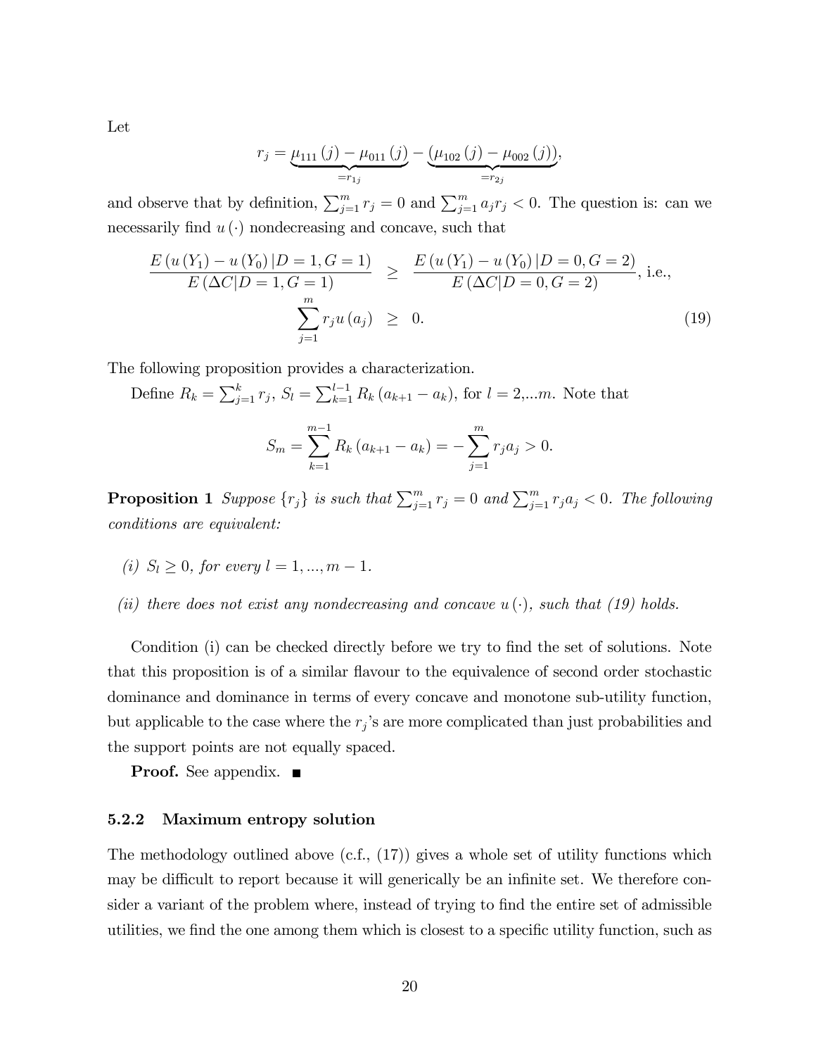Let

$$r_j = \underbrace{\mu_{111}(j) - \mu_{011}(j)}_{=r_{1j}} - \underbrace{(\mu_{102}(j) - \mu_{002}(j))}_{=r_{2j}},$$

and observe that by definition, $\sum_{j=1}^{m} r_j = 0$ and $\sum_{j=1}^{m} a_j r_j < 0$. The question is: can we necessarily find $u(\cdot)$ nondecreasing and concave, such that

$$\begin{aligned} \frac{E(u(Y_1) - u(Y_0) | D = 1, G = 1)}{E(\Delta C | D = 1, G = 1)} &\geq \frac{E(u(Y_1) - u(Y_0) | D = 0, G = 2)}{E(\Delta C | D = 0, G = 2)}, \text{ i.e.,} \\ \sum_{j=1}^{m} r_j u(a_j) &\geq 0. \end{aligned} \tag{19}$$

The following proposition provides a characterization.

Define $R_k = \sum_{j=1}^{k} r_j$, $S_l = \sum_{k=1}^{l-1} R_k (a_{k+1} - a_k)$, for $l = 2,...m$. Note that

$$S_m = \sum_{k=1}^{m-1} R_k (a_{k+1} - a_k) = -\sum_{j=1}^{m} r_j a_j > 0.$$

**Proposition 1** *Suppose $\{r_j\}$ is such that $\sum_{j=1}^{m} r_j = 0$ and $\sum_{j=1}^{m} r_j a_j < 0$. The following conditions are equivalent:*

*(i) $S_l \geq 0$, for every $l = 1, ..., m-1$.*

*(ii) there does not exist any nondecreasing and concave $u(\cdot)$, such that (19) holds.*

Condition (i) can be checked directly before we try to find the set of solutions. Note that this proposition is of a similar flavour to the equivalence of second order stochastic dominance and dominance in terms of every concave and monotone sub-utility function, but applicable to the case where the $r_j$'s are more complicated than just probabilities and the support points are not equally spaced.

**Proof.** See appendix. ■

### 5.2.2 Maximum entropy solution

The methodology outlined above (c.f., (17)) gives a whole set of utility functions which may be difficult to report because it will generically be an infinite set. We therefore consider a variant of the problem where, instead of trying to find the entire set of admissible utilities, we find the one among them which is closest to a specific utility function, such as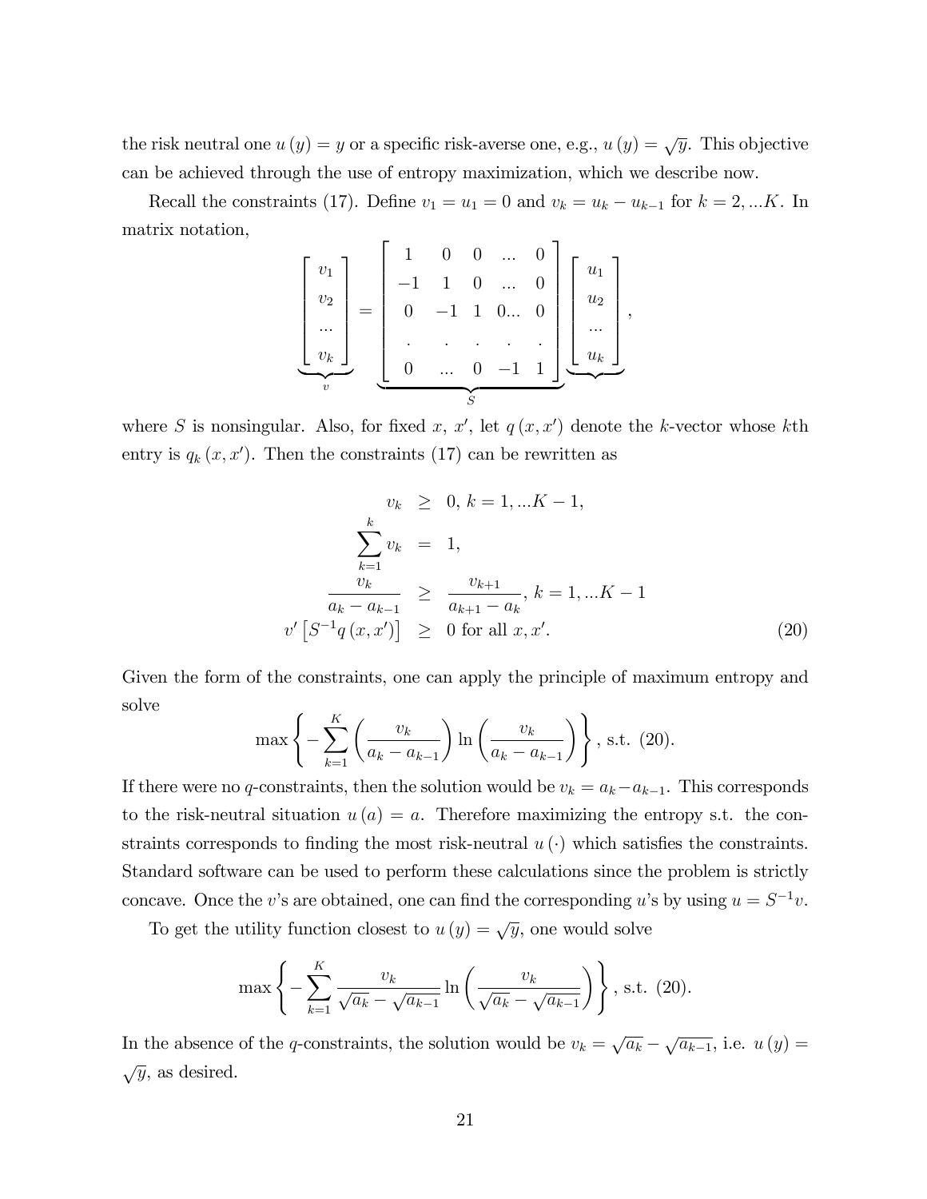the risk neutral one $u(y) = y$ or a specific risk-averse one, e.g., $u(y) = \sqrt{y}$. This objective can be achieved through the use of entropy maximization, which we describe now.

Recall the constraints (17). Define $v_1 = u_1 = 0$ and $v_k = u_k - u_{k-1}$ for $k = 2, ...K$. In matrix notation,

$$
\underbrace{\begin{bmatrix} v_1 \\ v_2 \\ ... \\ v_k \end{bmatrix}}_{v} = \underbrace{\begin{bmatrix} 1 & 0 & 0 & ... & 0 \\ -1 & 1 & 0 & ... & 0 \\ 0 & -1 & 1 & 0... & 0 \\ . & . & . & . & . \\ 0 & ... & 0 & -1 & 1 \end{bmatrix}}_{S} \underbrace{\begin{bmatrix} u_1 \\ u_2 \\ ... \\ u_k \end{bmatrix}},
$$

where $S$ is nonsingular. Also, for fixed $x$, $x'$, let $q(x, x')$ denote the $k$-vector whose $k$th entry is $q_k(x, x')$. Then the constraints (17) can be rewritten as

$$
\begin{aligned}
v_k &\geq 0, \; k = 1, ...K - 1, \\
\sum_{k=1}^{k} v_k &= 1, \\
\frac{v_k}{a_k - a_{k-1}} &\geq \frac{v_{k+1}}{a_{k+1} - a_k}, \; k = 1, ...K - 1 \\
v' \left[ S^{-1} q(x, x') \right] &\geq 0 \text{ for all } x, x'.
\end{aligned} \tag{20}
$$

Given the form of the constraints, one can apply the principle of maximum entropy and solve

$$
\max \left\{ -\sum_{k=1}^{K} \left( \frac{v_k}{a_k - a_{k-1}} \right) \ln \left( \frac{v_k}{a_k - a_{k-1}} \right) \right\}, \text{ s.t. (20)}.
$$

If there were no $q$-constraints, then the solution would be $v_k = a_k - a_{k-1}$. This corresponds to the risk-neutral situation $u(a) = a$. Therefore maximizing the entropy s.t. the constraints corresponds to finding the most risk-neutral $u(\cdot)$ which satisfies the constraints. Standard software can be used to perform these calculations since the problem is strictly concave. Once the $v$'s are obtained, one can find the corresponding $u$'s by using $u = S^{-1} v$.

To get the utility function closest to $u(y) = \sqrt{y}$, one would solve

$$
\max \left\{ -\sum_{k=1}^{K} \frac{v_k}{\sqrt{a_k} - \sqrt{a_{k-1}}} \ln \left( \frac{v_k}{\sqrt{a_k} - \sqrt{a_{k-1}}} \right) \right\}, \text{ s.t. (20)}.
$$

In the absence of the $q$-constraints, the solution would be $v_k = \sqrt{a_k} - \sqrt{a_{k-1}}$, i.e. $u(y) = \sqrt{y}$, as desired.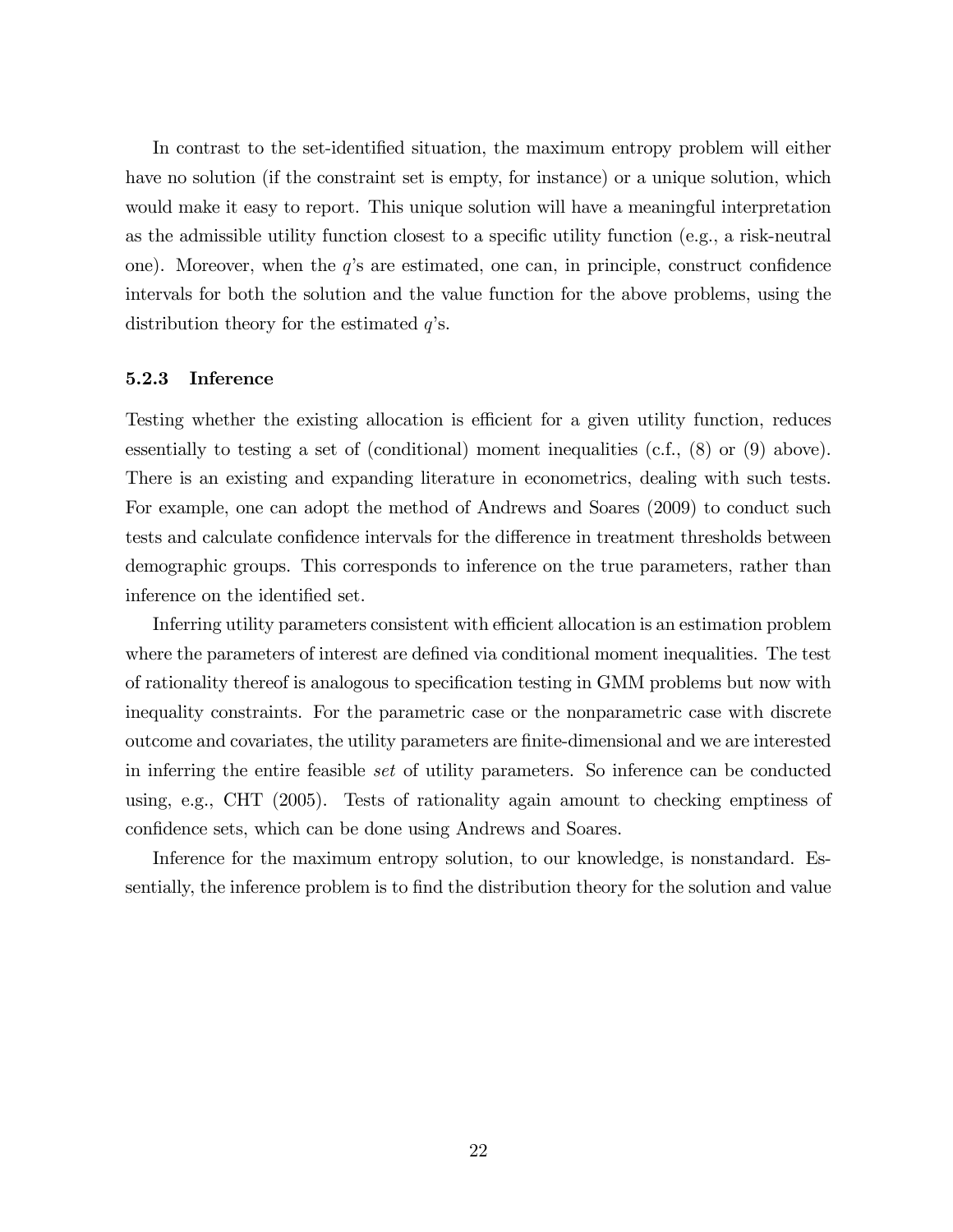In contrast to the set-identified situation, the maximum entropy problem will either have no solution (if the constraint set is empty, for instance) or a unique solution, which would make it easy to report. This unique solution will have a meaningful interpretation as the admissible utility function closest to a specific utility function (e.g., a risk-neutral one). Moreover, when the $q$'s are estimated, one can, in principle, construct confidence intervals for both the solution and the value function for the above problems, using the distribution theory for the estimated $q$'s.

### 5.2.3 Inference

Testing whether the existing allocation is efficient for a given utility function, reduces essentially to testing a set of (conditional) moment inequalities (c.f., (8) or (9) above). There is an existing and expanding literature in econometrics, dealing with such tests. For example, one can adopt the method of Andrews and Soares (2009) to conduct such tests and calculate confidence intervals for the difference in treatment thresholds between demographic groups. This corresponds to inference on the true parameters, rather than inference on the identified set.

Inferring utility parameters consistent with efficient allocation is an estimation problem where the parameters of interest are defined via conditional moment inequalities. The test of rationality thereof is analogous to specification testing in GMM problems but now with inequality constraints. For the parametric case or the nonparametric case with discrete outcome and covariates, the utility parameters are finite-dimensional and we are interested in inferring the entire feasible *set* of utility parameters. So inference can be conducted using, e.g., CHT (2005). Tests of rationality again amount to checking emptiness of confidence sets, which can be done using Andrews and Soares.

Inference for the maximum entropy solution, to our knowledge, is nonstandard. Essentially, the inference problem is to find the distribution theory for the solution and value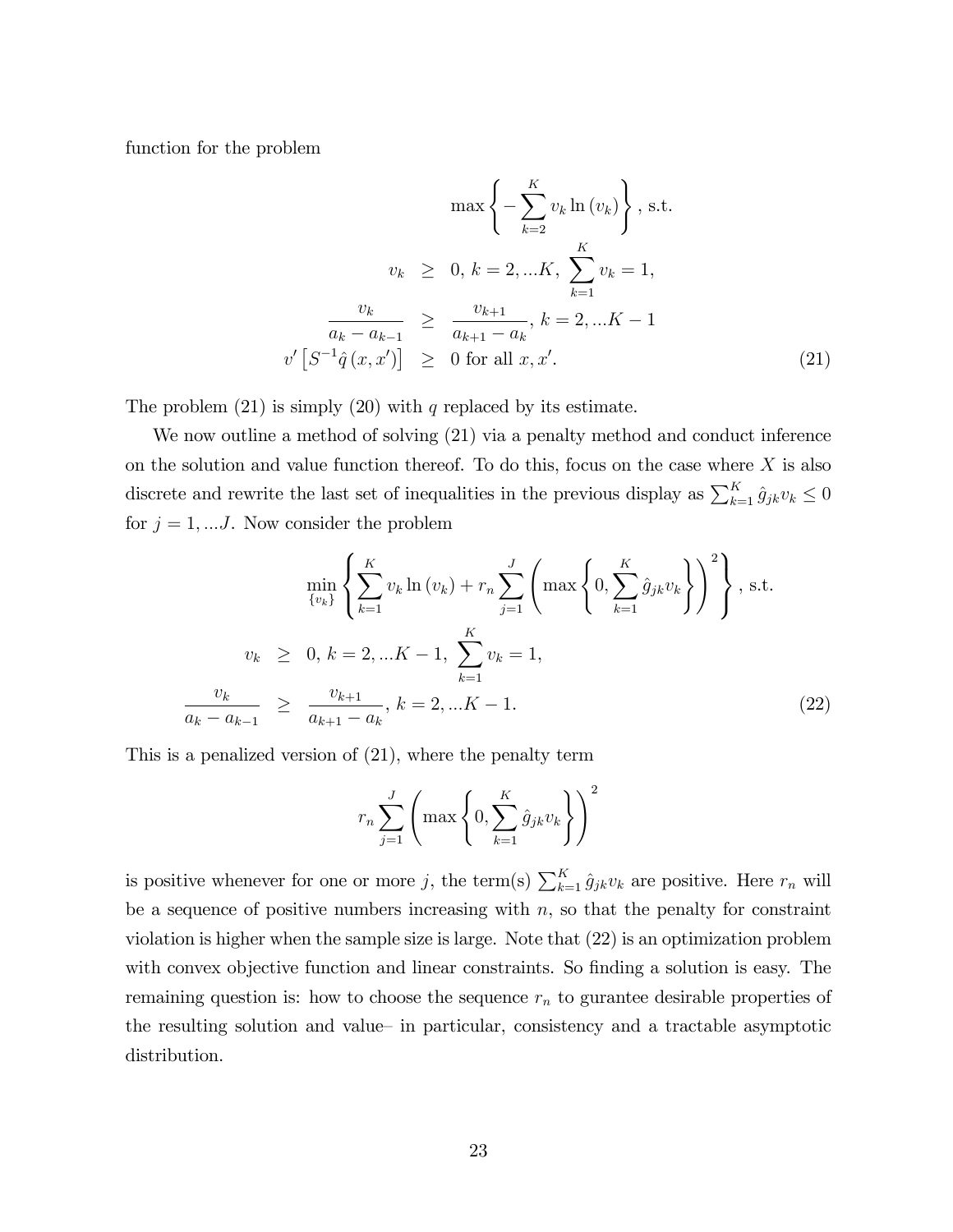function for the problem

$$
\begin{aligned}
& \max \left\{ -\sum_{k=2}^{K} v_k \ln (v_k) \right\}, \text{ s.t.} \\
v_k & \geq 0, \; k = 2, ...K, \; \sum_{k=1}^{K} v_k = 1, \\
\frac{v_k}{a_k - a_{k-1}} & \geq \frac{v_{k+1}}{a_{k+1} - a_k}, \; k = 2, ...K-1 \\
v' \left[ S^{-1} \hat{q}(x, x') \right] & \geq 0 \text{ for all } x, x'. \qquad (21)
\end{aligned}
$$

The problem (21) is simply (20) with $q$ replaced by its estimate.

We now outline a method of solving (21) via a penalty method and conduct inference on the solution and value function thereof. To do this, focus on the case where $X$ is also discrete and rewrite the last set of inequalities in the previous display as $\sum_{k=1}^{K} \hat{g}_{jk} v_k \leq 0$ for $j = 1, ...J$. Now consider the problem

$$
\begin{aligned}
& \min_{\{v_k\}} \left\{ \sum_{k=1}^{K} v_k \ln (v_k) + r_n \sum_{j=1}^{J} \left( \max \left\{ 0, \sum_{k=1}^{K} \hat{g}_{jk} v_k \right\} \right)^2 \right\}, \text{ s.t.} \\
v_k & \geq 0, \; k = 2, ...K-1, \; \sum_{k=1}^{K} v_k = 1, \\
\frac{v_k}{a_k - a_{k-1}} & \geq \frac{v_{k+1}}{a_{k+1} - a_k}, \; k = 2, ...K-1. \qquad (22)
\end{aligned}
$$

This is a penalized version of (21), where the penalty term

$$
r_n \sum_{j=1}^{J} \left( \max \left\{ 0, \sum_{k=1}^{K} \hat{g}_{jk} v_k \right\} \right)^2
$$

is positive whenever for one or more $j$, the term(s) $\sum_{k=1}^{K} \hat{g}_{jk} v_k$ are positive. Here $r_n$ will be a sequence of positive numbers increasing with $n$, so that the penalty for constraint violation is higher when the sample size is large. Note that (22) is an optimization problem with convex objective function and linear constraints. So finding a solution is easy. The remaining question is: how to choose the sequence $r_n$ to gurantee desirable properties of the resulting solution and value– in particular, consistency and a tractable asymptotic distribution.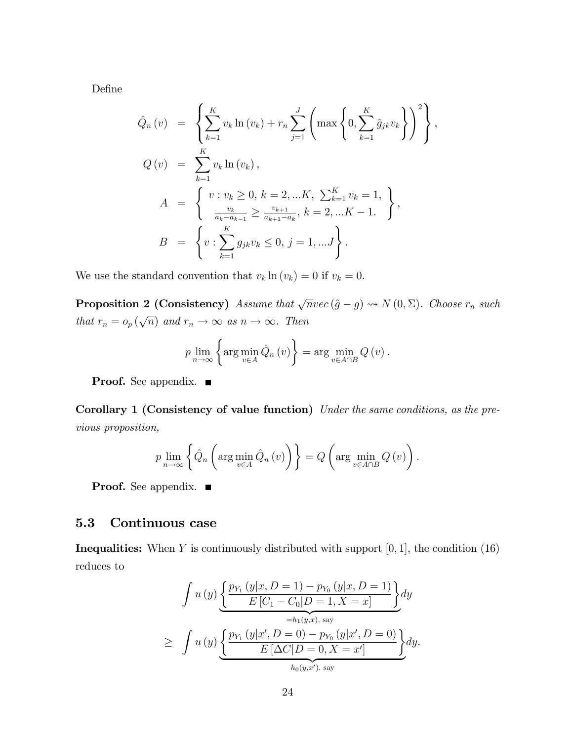Define

$$
\begin{aligned}
\hat{Q}_n(v) &= \left\{ \sum_{k=1}^{K} v_k \ln(v_k) + r_n \sum_{j=1}^{J} \left( \max\left\{ 0, \sum_{k=1}^{K} \hat{g}_{jk} v_k \right\} \right)^2 \right\}, \\
Q(v) &= \sum_{k=1}^{K} v_k \ln(v_k), \\
A &= \left\{ \begin{array}{c} v : v_k \geq 0,\, k = 2, ...K,\ \sum_{k=1}^{K} v_k = 1, \\ \frac{v_k}{a_k - a_{k-1}} \geq \frac{v_{k+1}}{a_{k+1} - a_k},\, k = 2, ...K-1. \end{array} \right\}, \\
B &= \left\{ v : \sum_{k=1}^{K} g_{jk} v_k \leq 0,\, j = 1, ...J \right\}.
\end{aligned}
$$

We use the standard convention that $v_k \ln(v_k) = 0$ if $v_k = 0$.

**Proposition 2 (Consistency)** *Assume that $\sqrt{n} vec(\hat{g} - g) \rightsquigarrow N(0, \Sigma)$. Choose $r_n$ such that $r_n = o_p(\sqrt{n})$ and $r_n \to \infty$ as $n \to \infty$. Then*

$$
p \lim_{n \to \infty} \left\{ \arg\min_{v \in A} \hat{Q}_n(v) \right\} = \arg\min_{v \in A \cap B} Q(v).
$$

**Proof.** See appendix. ■

**Corollary 1 (Consistency of value function)** *Under the same conditions, as the previous proposition,*

$$
p \lim_{n \to \infty} \left\{ \hat{Q}_n \left( \arg\min_{v \in A} \hat{Q}_n(v) \right) \right\} = Q \left( \arg\min_{v \in A \cap B} Q(v) \right).
$$

**Proof.** See appendix. ■

## 5.3 Continuous case

**Inequalities:** When $Y$ is continuously distributed with support $[0, 1]$, the condition (16) reduces to

$$
\begin{aligned}
& \int u(y) \underbrace{\left\{ \frac{p_{Y_1}(y|x, D=1) - p_{Y_0}(y|x, D=1)}{E[C_1 - C_0 | D=1, X=x]} \right\}}_{=h_1(y,x), \text{ say}} dy \\
\geq & \int u(y) \underbrace{\left\{ \frac{p_{Y_1}(y|x', D=0) - p_{Y_0}(y|x', D=0)}{E[\Delta C | D=0, X=x']} \right\}}_{h_0(y,x'), \text{ say}} dy.
\end{aligned}
$$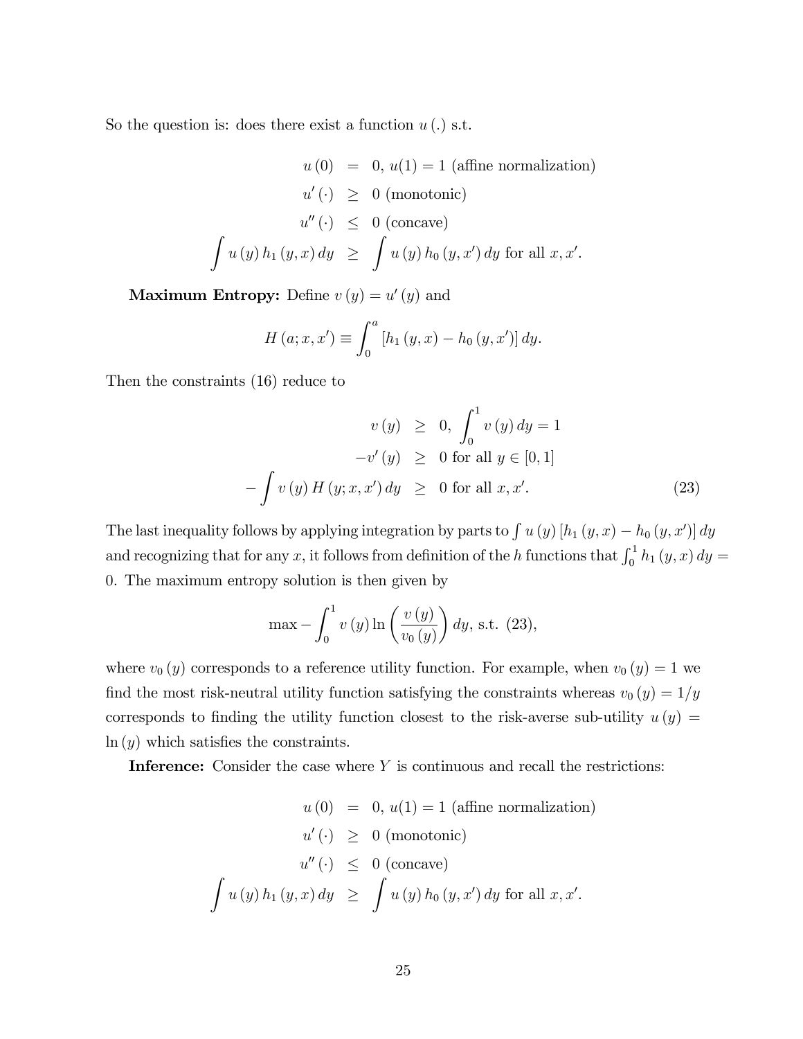So the question is: does there exist a function $u(.)$ s.t.

$$
\begin{aligned}
u(0) &= 0,\ u(1) = 1 \text{ (affine normalization)} \\
u'(\cdot) &\geq 0 \text{ (monotonic)} \\
u''(\cdot) &\leq 0 \text{ (concave)} \\
\int u(y)\, h_1(y,x)\, dy &\geq \int u(y)\, h_0(y,x')\, dy \text{ for all } x, x'.
\end{aligned}
$$

**Maximum Entropy:** Define $v(y) = u'(y)$ and

$$
H(a; x, x') \equiv \int_0^a \left[h_1(y,x) - h_0(y,x')\right] dy.
$$

Then the constraints (16) reduce to

$$
\begin{aligned}
v(y) &\geq 0,\ \int_0^1 v(y)\, dy = 1 \\
-v'(y) &\geq 0 \text{ for all } y \in [0,1] \\
-\int v(y)\, H(y; x, x')\, dy &\geq 0 \text{ for all } x, x'. \qquad (23)
\end{aligned}
$$

The last inequality follows by applying integration by parts to $\int u(y)\left[h_1(y,x) - h_0(y,x')\right] dy$ and recognizing that for any $x$, it follows from definition of the $h$ functions that $\int_0^1 h_1(y,x)\, dy = 0$. The maximum entropy solution is then given by

$$
\max -\int_0^1 v(y) \ln\left(\frac{v(y)}{v_0(y)}\right) dy, \text{ s.t. } (23),
$$

where $v_0(y)$ corresponds to a reference utility function. For example, when $v_0(y) = 1$ we find the most risk-neutral utility function satisfying the constraints whereas $v_0(y) = 1/y$ corresponds to finding the utility function closest to the risk-averse sub-utility $u(y) = \ln(y)$ which satisfies the constraints.

**Inference:** Consider the case where $Y$ is continuous and recall the restrictions:

$$
\begin{aligned}
u(0) &= 0,\ u(1) = 1 \text{ (affine normalization)} \\
u'(\cdot) &\geq 0 \text{ (monotonic)} \\
u''(\cdot) &\leq 0 \text{ (concave)} \\
\int u(y)\, h_1(y,x)\, dy &\geq \int u(y)\, h_0(y,x')\, dy \text{ for all } x, x'.
\end{aligned}
$$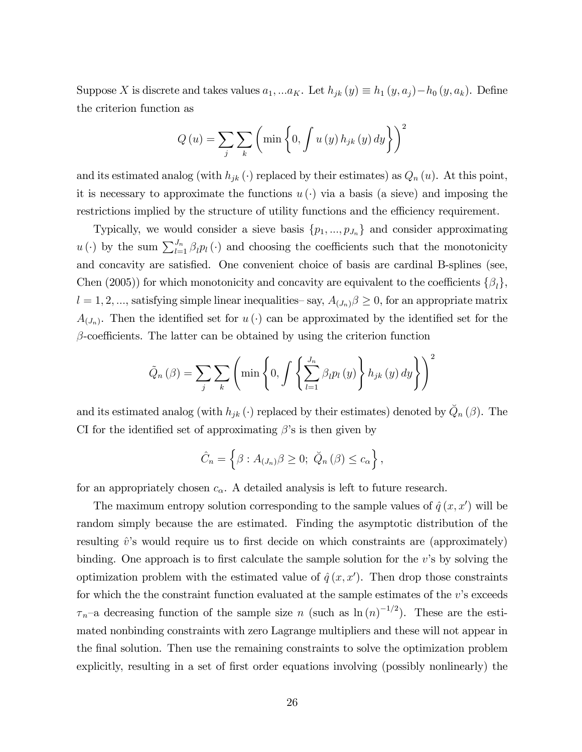Suppose $X$ is discrete and takes values $a_1, ...a_K$. Let $h_{jk}(y) \equiv h_1(y, a_j) - h_0(y, a_k)$. Define the criterion function as

$$Q(u) = \sum_j \sum_k \left( \min \left\{ 0, \int u(y) h_{jk}(y) dy \right\} \right)^2$$

and its estimated analog (with $h_{jk}(\cdot)$ replaced by their estimates) as $Q_n(u)$. At this point, it is necessary to approximate the functions $u(\cdot)$ via a basis (a sieve) and imposing the restrictions implied by the structure of utility functions and the efficiency requirement.

Typically, we would consider a sieve basis $\{p_1, ..., p_{J_n}\}$ and consider approximating $u(\cdot)$ by the sum $\sum_{l=1}^{J_n} \beta_l p_l(\cdot)$ and choosing the coefficients such that the monotonicity and concavity are satisfied. One convenient choice of basis are cardinal B-splines (see, Chen (2005)) for which monotonicity and concavity are equivalent to the coefficients $\{\beta_l\}$, $l = 1, 2, ...$, satisfying simple linear inequalities– say, $A_{(J_n)}\beta \geq 0$, for an appropriate matrix $A_{(J_n)}$. Then the identified set for $u(\cdot)$ can be approximated by the identified set for the $\beta$-coefficients. The latter can be obtained by using the criterion function

$$\tilde{Q}_n(\beta) = \sum_j \sum_k \left( \min \left\{ 0, \int \left\{ \sum_{l=1}^{J_n} \beta_l p_l(y) \right\} h_{jk}(y) dy \right\} \right)^2$$

and its estimated analog (with $h_{jk}(\cdot)$ replaced by their estimates) denoted by $\breve{Q}_n(\beta)$. The CI for the identified set of approximating $\beta$'s is then given by

$$\hat{C}_n = \left\{ \beta : A_{(J_n)}\beta \geq 0;\ \breve{Q}_n(\beta) \leq c_\alpha \right\},$$

for an appropriately chosen $c_\alpha$. A detailed analysis is left to future research.

The maximum entropy solution corresponding to the sample values of $\hat{q}(x, x')$ will be random simply because the are estimated. Finding the asymptotic distribution of the resulting $\hat{v}$'s would require us to first decide on which constraints are (approximately) binding. One approach is to first calculate the sample solution for the $v$'s by solving the optimization problem with the estimated value of $\hat{q}(x, x')$. Then drop those constraints for which the the constraint function evaluated at the sample estimates of the $v$'s exceeds $\tau_n$–a decreasing function of the sample size $n$ (such as $\ln(n)^{-1/2}$). These are the estimated nonbinding constraints with zero Lagrange multipliers and these will not appear in the final solution. Then use the remaining constraints to solve the optimization problem explicitly, resulting in a set of first order equations involving (possibly nonlinearly) the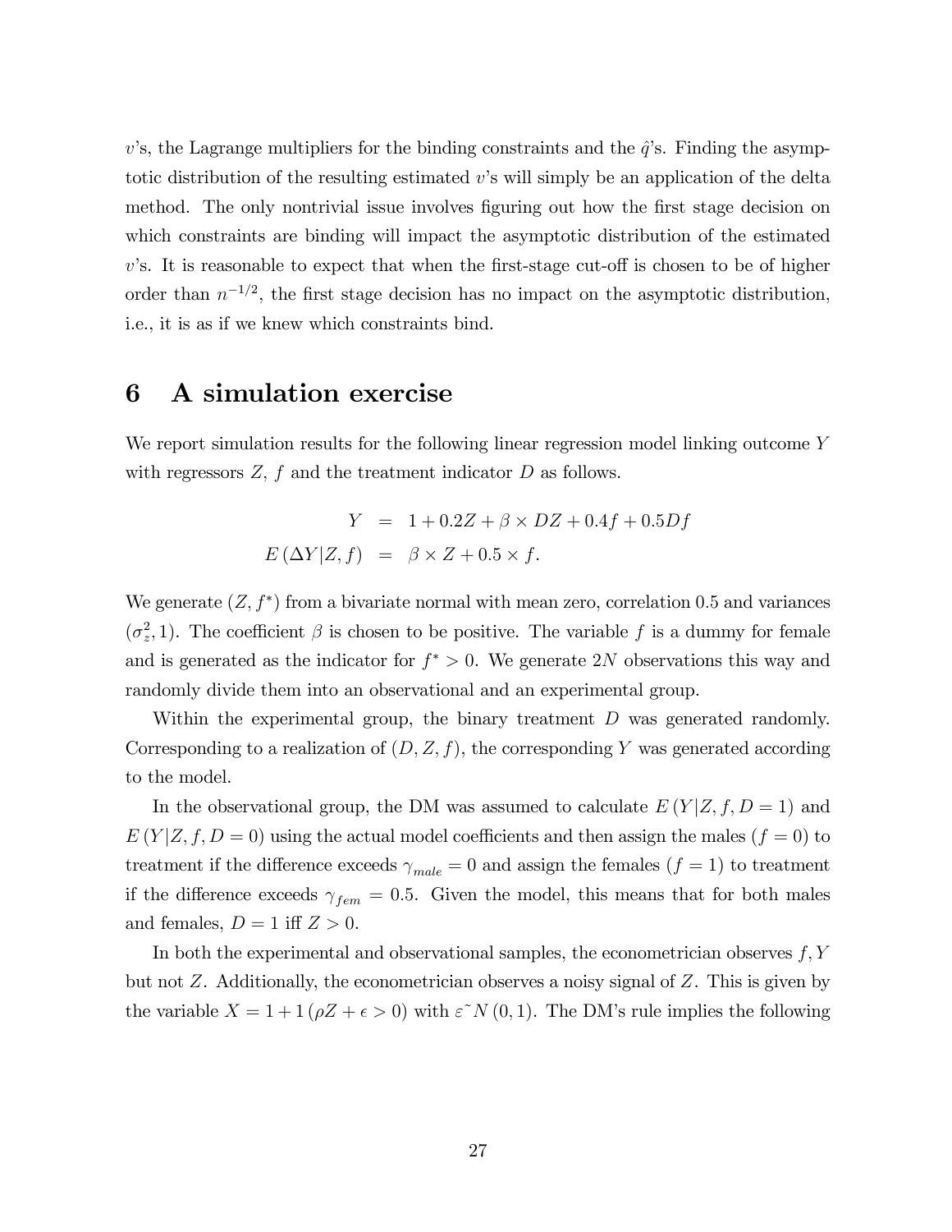$v$'s, the Lagrange multipliers for the binding constraints and the $\hat{q}$'s. Finding the asymptotic distribution of the resulting estimated $v$'s will simply be an application of the delta method. The only nontrivial issue involves figuring out how the first stage decision on which constraints are binding will impact the asymptotic distribution of the estimated $v$'s. It is reasonable to expect that when the first-stage cut-off is chosen to be of higher order than $n^{-1/2}$, the first stage decision has no impact on the asymptotic distribution, i.e., it is as if we knew which constraints bind.

# 6 A simulation exercise

We report simulation results for the following linear regression model linking outcome $Y$ with regressors $Z$, $f$ and the treatment indicator $D$ as follows.

$$
\begin{aligned}
Y &= 1 + 0.2Z + \beta \times DZ + 0.4f + 0.5Df \\
E(\Delta Y | Z, f) &= \beta \times Z + 0.5 \times f.
\end{aligned}
$$

We generate $(Z, f^*)$ from a bivariate normal with mean zero, correlation 0.5 and variances $(\sigma_z^2, 1)$. The coefficient $\beta$ is chosen to be positive. The variable $f$ is a dummy for female and is generated as the indicator for $f^* > 0$. We generate $2N$ observations this way and randomly divide them into an observational and an experimental group.

Within the experimental group, the binary treatment $D$ was generated randomly. Corresponding to a realization of $(D, Z, f)$, the corresponding $Y$ was generated according to the model.

In the observational group, the DM was assumed to calculate $E(Y|Z, f, D = 1)$ and $E(Y|Z, f, D = 0)$ using the actual model coefficients and then assign the males ($f = 0$) to treatment if the difference exceeds $\gamma_{male} = 0$ and assign the females ($f = 1$) to treatment if the difference exceeds $\gamma_{fem} = 0.5$. Given the model, this means that for both males and females, $D = 1$ iff $Z > 0$.

In both the experimental and observational samples, the econometrician observes $f, Y$ but not $Z$. Additionally, the econometrician observes a noisy signal of $Z$. This is given by the variable $X = 1 + 1(\rho Z + \epsilon > 0)$ with $\varepsilon \tilde{} N(0, 1)$. The DM's rule implies the following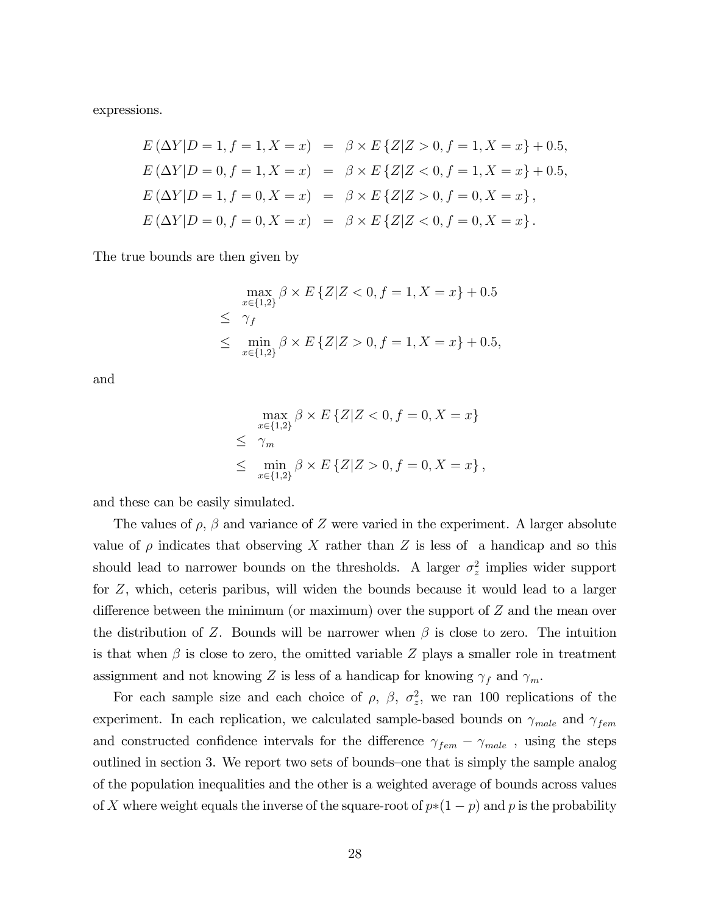expressions.

$$
\begin{aligned}
E(\Delta Y|D=1,f=1,X=x) &= \beta \times E\{Z|Z>0,f=1,X=x\}+0.5, \\
E(\Delta Y|D=0,f=1,X=x) &= \beta \times E\{Z|Z<0,f=1,X=x\}+0.5, \\
E(\Delta Y|D=1,f=0,X=x) &= \beta \times E\{Z|Z>0,f=0,X=x\}, \\
E(\Delta Y|D=0,f=0,X=x) &= \beta \times E\{Z|Z<0,f=0,X=x\}.
\end{aligned}
$$

The true bounds are then given by

$$
\begin{aligned}
& \max_{x\in\{1,2\}} \beta \times E\{Z|Z<0,f=1,X=x\}+0.5 \\
\leq \;& \gamma_f \\
\leq \;& \min_{x\in\{1,2\}} \beta \times E\{Z|Z>0,f=1,X=x\}+0.5,
\end{aligned}
$$

and

$$
\begin{aligned}
& \max_{x\in\{1,2\}} \beta \times E\{Z|Z<0,f=0,X=x\} \\
\leq \;& \gamma_m \\
\leq \;& \min_{x\in\{1,2\}} \beta \times E\{Z|Z>0,f=0,X=x\},
\end{aligned}
$$

and these can be easily simulated.

The values of $\rho$, $\beta$ and variance of $Z$ were varied in the experiment. A larger absolute value of $\rho$ indicates that observing $X$ rather than $Z$ is less of a handicap and so this should lead to narrower bounds on the thresholds. A larger $\sigma_z^2$ implies wider support for $Z$, which, ceteris paribus, will widen the bounds because it would lead to a larger difference between the minimum (or maximum) over the support of $Z$ and the mean over the distribution of $Z$. Bounds will be narrower when $\beta$ is close to zero. The intuition is that when $\beta$ is close to zero, the omitted variable $Z$ plays a smaller role in treatment assignment and not knowing $Z$ is less of a handicap for knowing $\gamma_f$ and $\gamma_m$.

For each sample size and each choice of $\rho$, $\beta$, $\sigma_z^2$, we ran 100 replications of the experiment. In each replication, we calculated sample-based bounds on $\gamma_{male}$ and $\gamma_{fem}$ and constructed confidence intervals for the difference $\gamma_{fem} - \gamma_{male}$ , using the steps outlined in section 3. We report two sets of bounds–one that is simply the sample analog of the population inequalities and the other is a weighted average of bounds across values of $X$ where weight equals the inverse of the square-root of $p*(1-p)$ and $p$ is the probability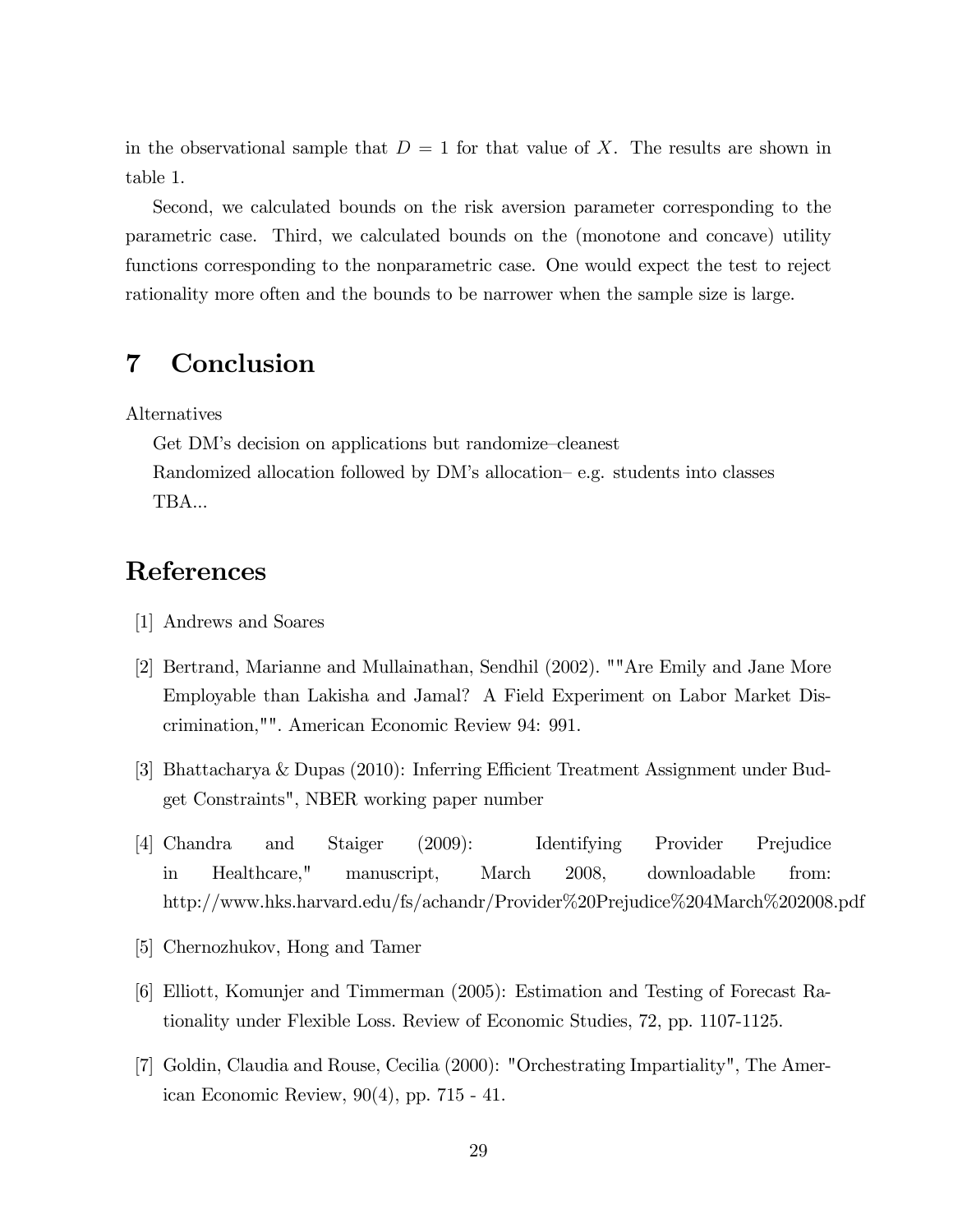in the observational sample that $D = 1$ for that value of $X$. The results are shown in table 1.

Second, we calculated bounds on the risk aversion parameter corresponding to the parametric case. Third, we calculated bounds on the (monotone and concave) utility functions corresponding to the nonparametric case. One would expect the test to reject rationality more often and the bounds to be narrower when the sample size is large.

# 7 Conclusion

Alternatives

Get DM's decision on applications but randomize–cleanest

Randomized allocation followed by DM's allocation– e.g. students into classes

TBA...

# References

[1] Andrews and Soares

[2] Bertrand, Marianne and Mullainathan, Sendhil (2002). ""Are Emily and Jane More Employable than Lakisha and Jamal? A Field Experiment on Labor Market Discrimination,"". American Economic Review 94: 991.

[3] Bhattacharya & Dupas (2010): Inferring Efficient Treatment Assignment under Budget Constraints", NBER working paper number

[4] Chandra and Staiger (2009): Identifying Provider Prejudice in Healthcare," manuscript, March 2008, downloadable from: http://www.hks.harvard.edu/fs/achandr/Provider%20Prejudice%204March%202008.pdf

[5] Chernozhukov, Hong and Tamer

[6] Elliott, Komunjer and Timmerman (2005): Estimation and Testing of Forecast Rationality under Flexible Loss. Review of Economic Studies, 72, pp. 1107-1125.

[7] Goldin, Claudia and Rouse, Cecilia (2000): "Orchestrating Impartiality", The American Economic Review, 90(4), pp. 715 - 41.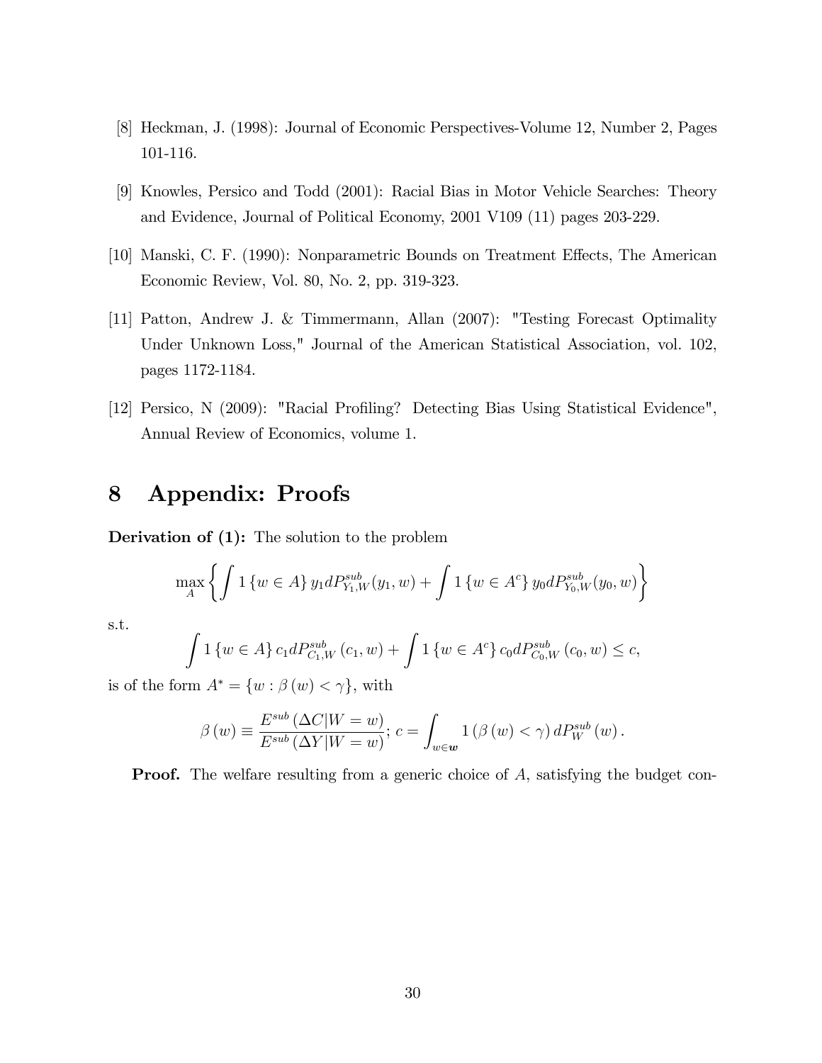[8] Heckman, J. (1998): Journal of Economic Perspectives-Volume 12, Number 2, Pages 101-116.

[9] Knowles, Persico and Todd (2001): Racial Bias in Motor Vehicle Searches: Theory and Evidence, Journal of Political Economy, 2001 V109 (11) pages 203-229.

[10] Manski, C. F. (1990): Nonparametric Bounds on Treatment Effects, The American Economic Review, Vol. 80, No. 2, pp. 319-323.

[11] Patton, Andrew J. & Timmermann, Allan (2007): "Testing Forecast Optimality Under Unknown Loss," Journal of the American Statistical Association, vol. 102, pages 1172-1184.

[12] Persico, N (2009): "Racial Profiling? Detecting Bias Using Statistical Evidence", Annual Review of Economics, volume 1.

# 8 Appendix: Proofs

**Derivation of (1):** The solution to the problem

$$\max_{A}\left\{\int 1\left\{w\in A\right\}y_1 dP^{sub}_{Y_1,W}(y_1,w)+\int 1\left\{w\in A^c\right\}y_0 dP^{sub}_{Y_0,W}(y_0,w)\right\}$$

s.t.

$$\int 1\left\{w\in A\right\}c_1 dP^{sub}_{C_1,W}\left(c_1,w\right)+\int 1\left\{w\in A^c\right\}c_0 dP^{sub}_{C_0,W}\left(c_0,w\right)\leq c,$$

is of the form $A^{*}=\{w:\beta\left(w\right)<\gamma\}$, with

$$\beta\left(w\right)\equiv\frac{E^{sub}\left(\Delta C|W=w\right)}{E^{sub}\left(\Delta Y|W=w\right)};\; c=\int_{w\in\boldsymbol{w}}1\left(\beta\left(w\right)<\gamma\right)dP^{sub}_{W}\left(w\right).$$

**Proof.** The welfare resulting from a generic choice of $A$, satisfying the budget con-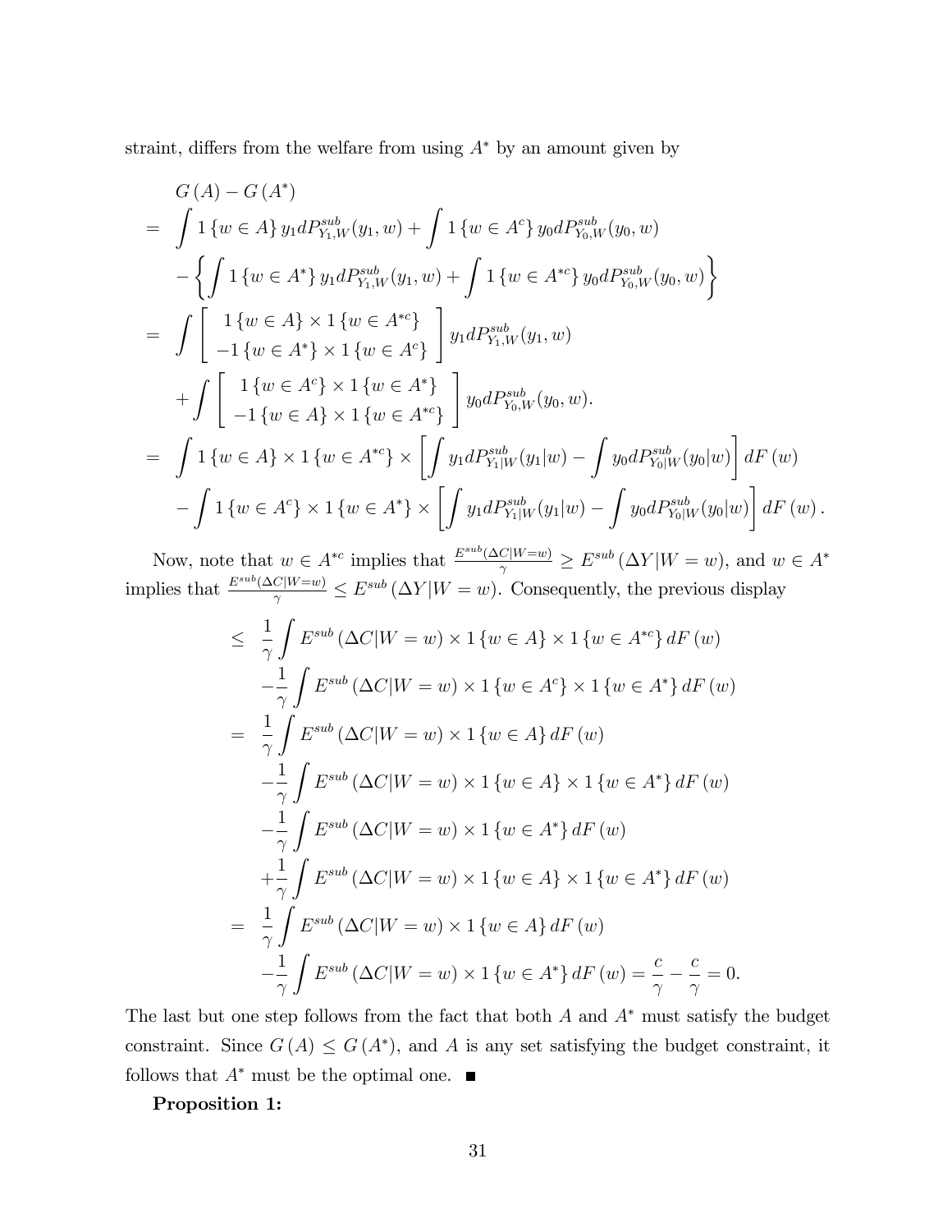straint, differs from the welfare from using $A^*$ by an amount given by

$$
\begin{aligned}
& G(A) - G(A^*) \\
= & \int 1\{w \in A\} y_1 dP^{sub}_{Y_1,W}(y_1, w) + \int 1\{w \in A^c\} y_0 dP^{sub}_{Y_0,W}(y_0, w) \\
& - \left\{ \int 1\{w \in A^*\} y_1 dP^{sub}_{Y_1,W}(y_1, w) + \int 1\{w \in A^{*c}\} y_0 dP^{sub}_{Y_0,W}(y_0, w) \right\} \\
= & \int \left[ \begin{array}{c} 1\{w \in A\} \times 1\{w \in A^{*c}\} \\ -1\{w \in A^*\} \times 1\{w \in A^c\} \end{array} \right] y_1 dP^{sub}_{Y_1,W}(y_1, w) \\
& + \int \left[ \begin{array}{c} 1\{w \in A^c\} \times 1\{w \in A^*\} \\ -1\{w \in A\} \times 1\{w \in A^{*c}\} \end{array} \right] y_0 dP^{sub}_{Y_0,W}(y_0, w). \\
= & \int 1\{w \in A\} \times 1\{w \in A^{*c}\} \times \left[ \int y_1 dP^{sub}_{Y_1|W}(y_1|w) - \int y_0 dP^{sub}_{Y_0|W}(y_0|w) \right] dF(w) \\
& - \int 1\{w \in A^c\} \times 1\{w \in A^*\} \times \left[ \int y_1 dP^{sub}_{Y_1|W}(y_1|w) - \int y_0 dP^{sub}_{Y_0|W}(y_0|w) \right] dF(w).
\end{aligned}
$$

Now, note that $w \in A^{*c}$ implies that $\frac{E^{sub}(\Delta C|W=w)}{\gamma} \geq E^{sub}(\Delta Y|W=w)$, and $w \in A^*$ implies that $\frac{E^{sub}(\Delta C|W=w)}{\gamma} \leq E^{sub}(\Delta Y|W=w)$. Consequently, the previous display

$$
\begin{aligned}
\leq & \ \frac{1}{\gamma} \int E^{sub}(\Delta C|W=w) \times 1\{w \in A\} \times 1\{w \in A^{*c}\} dF(w) \\
& - \frac{1}{\gamma} \int E^{sub}(\Delta C|W=w) \times 1\{w \in A^c\} \times 1\{w \in A^*\} dF(w) \\
= & \ \frac{1}{\gamma} \int E^{sub}(\Delta C|W=w) \times 1\{w \in A\} dF(w) \\
& - \frac{1}{\gamma} \int E^{sub}(\Delta C|W=w) \times 1\{w \in A\} \times 1\{w \in A^*\} dF(w) \\
& - \frac{1}{\gamma} \int E^{sub}(\Delta C|W=w) \times 1\{w \in A^*\} dF(w) \\
& + \frac{1}{\gamma} \int E^{sub}(\Delta C|W=w) \times 1\{w \in A\} \times 1\{w \in A^*\} dF(w) \\
= & \ \frac{1}{\gamma} \int E^{sub}(\Delta C|W=w) \times 1\{w \in A\} dF(w) \\
& - \frac{1}{\gamma} \int E^{sub}(\Delta C|W=w) \times 1\{w \in A^*\} dF(w) = \frac{c}{\gamma} - \frac{c}{\gamma} = 0.
\end{aligned}
$$

The last but one step follows from the fact that both $A$ and $A^*$ must satisfy the budget constraint. Since $G(A) \leq G(A^*)$, and $A$ is any set satisfying the budget constraint, it follows that $A^*$ must be the optimal one. ■

**Proposition 1:**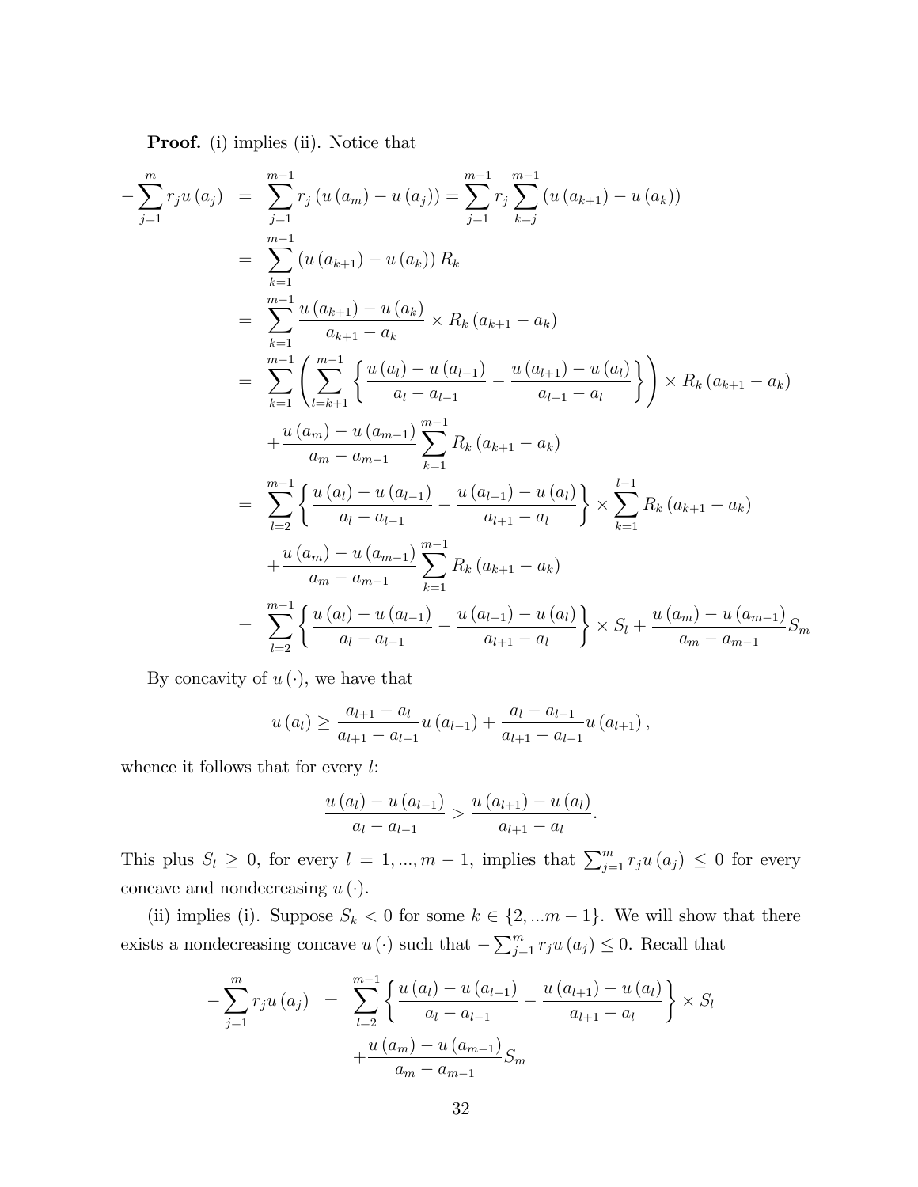**Proof.** (i) implies (ii). Notice that

$$
\begin{aligned}
-\sum_{j=1}^{m} r_j u(a_j) &= \sum_{j=1}^{m-1} r_j \left(u(a_m) - u(a_j)\right) = \sum_{j=1}^{m-1} r_j \sum_{k=j}^{m-1} \left(u(a_{k+1}) - u(a_k)\right) \\
&= \sum_{k=1}^{m-1} \left(u(a_{k+1}) - u(a_k)\right) R_k \\
&= \sum_{k=1}^{m-1} \frac{u(a_{k+1}) - u(a_k)}{a_{k+1} - a_k} \times R_k \left(a_{k+1} - a_k\right) \\
&= \sum_{k=1}^{m-1} \left( \sum_{l=k+1}^{m-1} \left\{ \frac{u(a_l) - u(a_{l-1})}{a_l - a_{l-1}} - \frac{u(a_{l+1}) - u(a_l)}{a_{l+1} - a_l} \right\} \right) \times R_k \left(a_{k+1} - a_k\right) \\
&\quad + \frac{u(a_m) - u(a_{m-1})}{a_m - a_{m-1}} \sum_{k=1}^{m-1} R_k \left(a_{k+1} - a_k\right) \\
&= \sum_{l=2}^{m-1} \left\{ \frac{u(a_l) - u(a_{l-1})}{a_l - a_{l-1}} - \frac{u(a_{l+1}) - u(a_l)}{a_{l+1} - a_l} \right\} \times \sum_{k=1}^{l-1} R_k \left(a_{k+1} - a_k\right) \\
&\quad + \frac{u(a_m) - u(a_{m-1})}{a_m - a_{m-1}} \sum_{k=1}^{m-1} R_k \left(a_{k+1} - a_k\right) \\
&= \sum_{l=2}^{m-1} \left\{ \frac{u(a_l) - u(a_{l-1})}{a_l - a_{l-1}} - \frac{u(a_{l+1}) - u(a_l)}{a_{l+1} - a_l} \right\} \times S_l + \frac{u(a_m) - u(a_{m-1})}{a_m - a_{m-1}} S_m
\end{aligned}
$$

By concavity of $u(\cdot)$, we have that

$$
u(a_l) \geq \frac{a_{l+1} - a_l}{a_{l+1} - a_{l-1}} u(a_{l-1}) + \frac{a_l - a_{l-1}}{a_{l+1} - a_{l-1}} u(a_{l+1}),
$$

whence it follows that for every $l$:

$$
\frac{u(a_l) - u(a_{l-1})}{a_l - a_{l-1}} > \frac{u(a_{l+1}) - u(a_l)}{a_{l+1} - a_l}.
$$

This plus $S_l \geq 0$, for every $l = 1, ..., m-1$, implies that $\sum_{j=1}^{m} r_j u(a_j) \leq 0$ for every concave and nondecreasing $u(\cdot)$.

(ii) implies (i). Suppose $S_k < 0$ for some $k \in \{2, ...m-1\}$. We will show that there exists a nondecreasing concave $u(\cdot)$ such that $-\sum_{j=1}^{m} r_j u(a_j) \leq 0$. Recall that

$$
\begin{aligned}
-\sum_{j=1}^{m} r_j u(a_j) &= \sum_{l=2}^{m-1} \left\{ \frac{u(a_l) - u(a_{l-1})}{a_l - a_{l-1}} - \frac{u(a_{l+1}) - u(a_l)}{a_{l+1} - a_l} \right\} \times S_l \\
&\quad + \frac{u(a_m) - u(a_{m-1})}{a_m - a_{m-1}} S_m
\end{aligned}
$$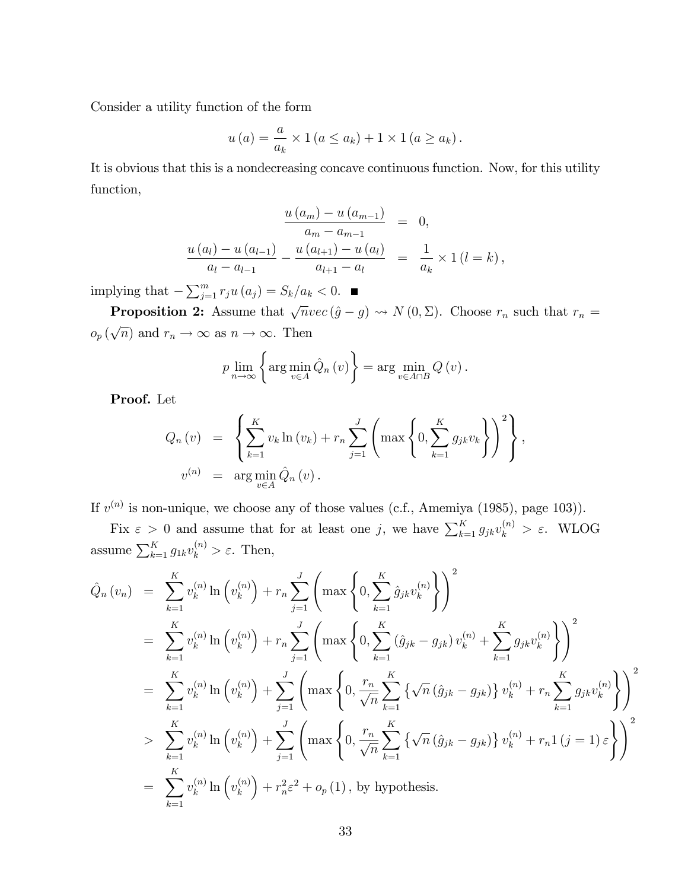Consider a utility function of the form

$$u(a) = \frac{a}{a_k} \times 1(a \leq a_k) + 1 \times 1(a \geq a_k).$$

It is obvious that this is a nondecreasing concave continuous function. Now, for this utility function,

$$\begin{aligned}
\frac{u(a_m) - u(a_{m-1})}{a_m - a_{m-1}} &= 0, \\
\frac{u(a_l) - u(a_{l-1})}{a_l - a_{l-1}} - \frac{u(a_{l+1}) - u(a_l)}{a_{l+1} - a_l} &= \frac{1}{a_k} \times 1(l = k),
\end{aligned}$$

implying that $-\sum_{j=1}^{m} r_j u(a_j) = S_k / a_k < 0$. ■

**Proposition 2:** Assume that $\sqrt{n} vec(\hat{g} - g) \rightsquigarrow N(0, \Sigma)$. Choose $r_n$ such that $r_n = o_p(\sqrt{n})$ and $r_n \to \infty$ as $n \to \infty$. Then

$$p \lim_{n \to \infty} \left\{ \arg \min_{v \in A} \hat{Q}_n(v) \right\} = \arg \min_{v \in A \cap B} Q(v).$$

**Proof.** Let

$$\begin{aligned}
Q_n(v) &= \left\{ \sum_{k=1}^{K} v_k \ln(v_k) + r_n \sum_{j=1}^{J} \left( \max\left\{ 0, \sum_{k=1}^{K} g_{jk} v_k \right\} \right)^2 \right\}, \\
v^{(n)} &= \arg \min_{v \in A} \hat{Q}_n(v).
\end{aligned}$$

If $v^{(n)}$ is non-unique, we choose any of those values (c.f., Amemiya (1985), page 103)).

Fix $\varepsilon > 0$ and assume that for at least one $j$, we have $\sum_{k=1}^{K} g_{jk} v_k^{(n)} > \varepsilon$. WLOG assume $\sum_{k=1}^{K} g_{1k} v_k^{(n)} > \varepsilon$. Then,

$$\begin{aligned}
\hat{Q}_n(v_n) &= \sum_{k=1}^{K} v_k^{(n)} \ln\left(v_k^{(n)}\right) + r_n \sum_{j=1}^{J} \left( \max\left\{ 0, \sum_{k=1}^{K} \hat{g}_{jk} v_k^{(n)} \right\} \right)^2 \\
&= \sum_{k=1}^{K} v_k^{(n)} \ln\left(v_k^{(n)}\right) + r_n \sum_{j=1}^{J} \left( \max\left\{ 0, \sum_{k=1}^{K} (\hat{g}_{jk} - g_{jk}) v_k^{(n)} + \sum_{k=1}^{K} g_{jk} v_k^{(n)} \right\} \right)^2 \\
&= \sum_{k=1}^{K} v_k^{(n)} \ln\left(v_k^{(n)}\right) + \sum_{j=1}^{J} \left( \max\left\{ 0, \frac{r_n}{\sqrt{n}} \sum_{k=1}^{K} \left\{ \sqrt{n} (\hat{g}_{jk} - g_{jk}) \right\} v_k^{(n)} + r_n \sum_{k=1}^{K} g_{jk} v_k^{(n)} \right\} \right)^2 \\
&> \sum_{k=1}^{K} v_k^{(n)} \ln\left(v_k^{(n)}\right) + \sum_{j=1}^{J} \left( \max\left\{ 0, \frac{r_n}{\sqrt{n}} \sum_{k=1}^{K} \left\{ \sqrt{n} (\hat{g}_{jk} - g_{jk}) \right\} v_k^{(n)} + r_n 1(j = 1) \varepsilon \right\} \right)^2 \\
&= \sum_{k=1}^{K} v_k^{(n)} \ln\left(v_k^{(n)}\right) + r_n^2 \varepsilon^2 + o_p(1), \text{ by hypothesis.}
\end{aligned}$$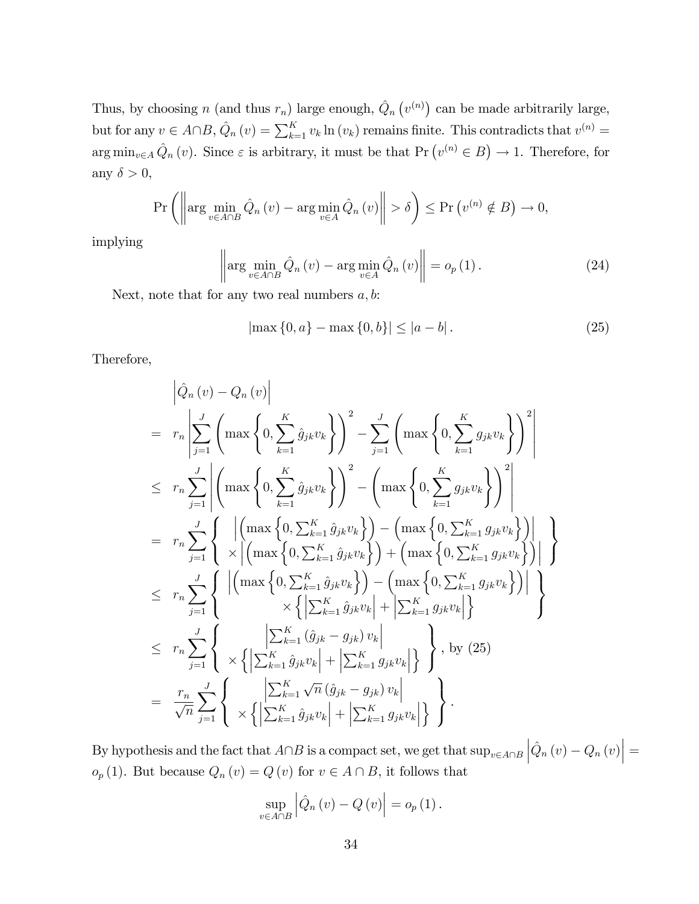Thus, by choosing $n$ (and thus $r_n$) large enough, $\hat{Q}_n\left(v^{(n)}\right)$ can be made arbitrarily large, but for any $v \in A \cap B$, $\hat{Q}_n(v) = \sum_{k=1}^{K} v_k \ln(v_k)$ remains finite. This contradicts that $v^{(n)} = \arg\min_{v \in A} \hat{Q}_n(v)$. Since $\varepsilon$ is arbitrary, it must be that $\Pr\left(v^{(n)} \in B\right) \to 1$. Therefore, for any $\delta > 0$,

$$\Pr\left(\left\|\arg\min_{v \in A \cap B} \hat{Q}_n(v) - \arg\min_{v \in A} \hat{Q}_n(v)\right\| > \delta\right) \leq \Pr\left(v^{(n)} \notin B\right) \to 0,$$

implying

$$\left\|\arg\min_{v \in A \cap B} \hat{Q}_n(v) - \arg\min_{v \in A} \hat{Q}_n(v)\right\| = o_p(1). \tag{24}$$

Next, note that for any two real numbers $a, b$:

$$\left|\max\{0, a\} - \max\{0, b\}\right| \leq |a - b|. \tag{25}$$

Therefore,

$$\begin{aligned}
& \left|\hat{Q}_n(v) - Q_n(v)\right| \\
= \; & r_n \left| \sum_{j=1}^{J} \left(\max\left\{0, \sum_{k=1}^{K} \hat{g}_{jk} v_k\right\}\right)^2 - \sum_{j=1}^{J} \left(\max\left\{0, \sum_{k=1}^{K} g_{jk} v_k\right\}\right)^2 \right| \\
\leq \; & r_n \sum_{j=1}^{J} \left| \left(\max\left\{0, \sum_{k=1}^{K} \hat{g}_{jk} v_k\right\}\right)^2 - \left(\max\left\{0, \sum_{k=1}^{K} g_{jk} v_k\right\}\right)^2 \right| \\
= \; & r_n \sum_{j=1}^{J} \left\{ \begin{array}{c} \left|\left(\max\left\{0, \sum_{k=1}^{K} \hat{g}_{jk} v_k\right\}\right) - \left(\max\left\{0, \sum_{k=1}^{K} g_{jk} v_k\right\}\right)\right| \\ \times \left|\left(\max\left\{0, \sum_{k=1}^{K} \hat{g}_{jk} v_k\right\}\right) + \left(\max\left\{0, \sum_{k=1}^{K} g_{jk} v_k\right\}\right)\right| \end{array} \right\} \\
\leq \; & r_n \sum_{j=1}^{J} \left\{ \begin{array}{c} \left|\left(\max\left\{0, \sum_{k=1}^{K} \hat{g}_{jk} v_k\right\}\right) - \left(\max\left\{0, \sum_{k=1}^{K} g_{jk} v_k\right\}\right)\right| \\ \times \left\{\left|\sum_{k=1}^{K} \hat{g}_{jk} v_k\right| + \left|\sum_{k=1}^{K} g_{jk} v_k\right|\right\} \end{array} \right\} \\
\leq \; & r_n \sum_{j=1}^{J} \left\{ \begin{array}{c} \left|\sum_{k=1}^{K} \left(\hat{g}_{jk} - g_{jk}\right) v_k\right| \\ \times \left\{\left|\sum_{k=1}^{K} \hat{g}_{jk} v_k\right| + \left|\sum_{k=1}^{K} g_{jk} v_k\right|\right\} \end{array} \right\}, \text{ by (25)} \\
= \; & \frac{r_n}{\sqrt{n}} \sum_{j=1}^{J} \left\{ \begin{array}{c} \left|\sum_{k=1}^{K} \sqrt{n}\left(\hat{g}_{jk} - g_{jk}\right) v_k\right| \\ \times \left\{\left|\sum_{k=1}^{K} \hat{g}_{jk} v_k\right| + \left|\sum_{k=1}^{K} g_{jk} v_k\right|\right\} \end{array} \right\}.
\end{aligned}$$

By hypothesis and the fact that $A \cap B$ is a compact set, we get that $\sup_{v \in A \cap B} \left|\hat{Q}_n(v) - Q_n(v)\right| = o_p(1)$. But because $Q_n(v) = Q(v)$ for $v \in A \cap B$, it follows that

$$\sup_{v \in A \cap B} \left|\hat{Q}_n(v) - Q(v)\right| = o_p(1).$$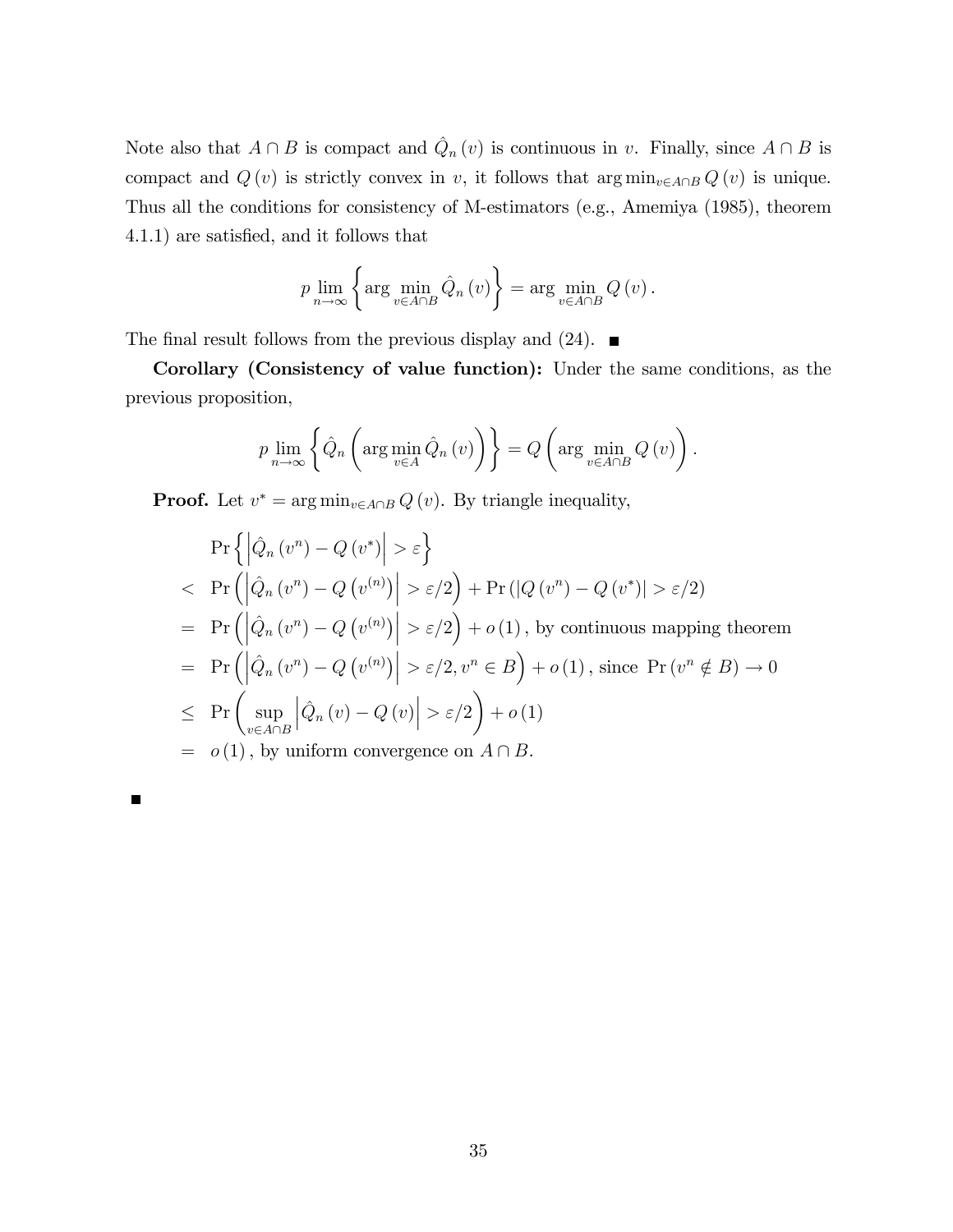Note also that $A \cap B$ is compact and $\hat{Q}_n(v)$ is continuous in $v$. Finally, since $A \cap B$ is compact and $Q(v)$ is strictly convex in $v$, it follows that $\arg\min_{v \in A \cap B} Q(v)$ is unique. Thus all the conditions for consistency of M-estimators (e.g., Amemiya (1985), theorem 4.1.1) are satisfied, and it follows that

$$p \lim_{n \to \infty} \left\{ \arg \min_{v \in A \cap B} \hat{Q}_n(v) \right\} = \arg \min_{v \in A \cap B} Q(v).$$

The final result follows from the previous display and (24). ■

**Corollary (Consistency of value function):** Under the same conditions, as the previous proposition,

$$p \lim_{n \to \infty} \left\{ \hat{Q}_n \left( \arg \min_{v \in A} \hat{Q}_n(v) \right) \right\} = Q \left( \arg \min_{v \in A \cap B} Q(v) \right).$$

**Proof.** Let $v^* = \arg\min_{v \in A \cap B} Q(v)$. By triangle inequality,

$$\begin{aligned}
& \Pr\left\{ \left| \hat{Q}_n(v^n) - Q(v^*) \right| > \varepsilon \right\} \\
< \; & \Pr\left( \left| \hat{Q}_n(v^n) - Q\left(v^{(n)}\right) \right| > \varepsilon/2 \right) + \Pr\left( \left| Q(v^n) - Q(v^*) \right| > \varepsilon/2 \right) \\
= \; & \Pr\left( \left| \hat{Q}_n(v^n) - Q\left(v^{(n)}\right) \right| > \varepsilon/2 \right) + o(1), \text{ by continuous mapping theorem} \\
= \; & \Pr\left( \left| \hat{Q}_n(v^n) - Q\left(v^{(n)}\right) \right| > \varepsilon/2, v^n \in B \right) + o(1), \text{ since } \Pr(v^n \notin B) \to 0 \\
\leq \; & \Pr\left( \sup_{v \in A \cap B} \left| \hat{Q}_n(v) - Q(v) \right| > \varepsilon/2 \right) + o(1) \\
= \; & o(1), \text{ by uniform convergence on } A \cap B.
\end{aligned}$$

■